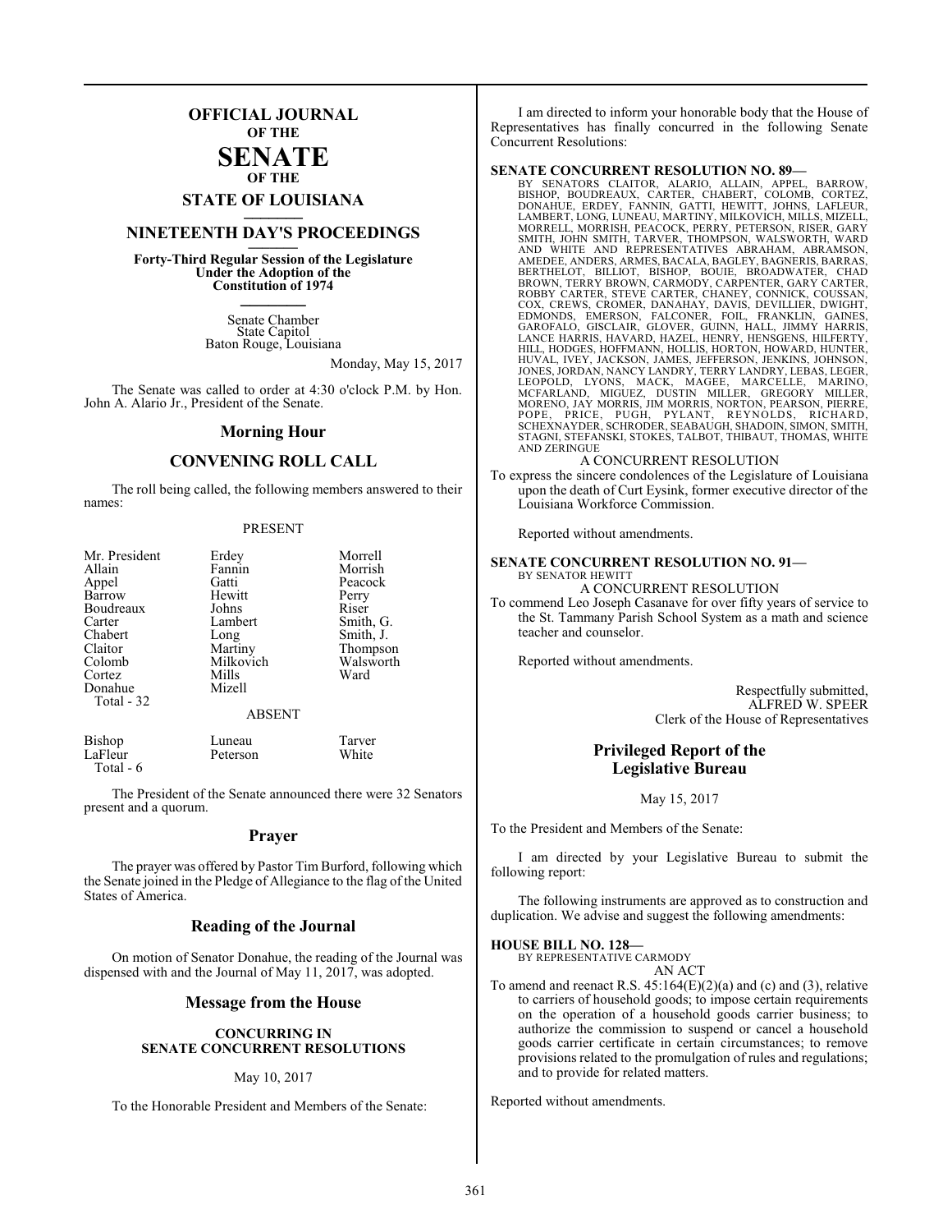# OFFICIAL JOURNAL
## OF THE
# SENATE
## OF THE
## STATE OF LOUISIANA

## NINETEENTH DAY'S PROCEEDINGS

**Forty-Third Regular Session of the Legislature Under the Adoption of the Constitution of 1974**

Senate Chamber
State Capitol
Baton Rouge, Louisiana

Monday, May 15, 2017

The Senate was called to order at 4:30 o'clock P.M. by Hon. John A. Alario Jr., President of the Senate.

## Morning Hour

## CONVENING ROLL CALL

The roll being called, the following members answered to their names:

PRESENT

| | | |
|---|---|---|
| Mr. President | Erdey | Morrell |
| Allain | Fannin | Morrish |
| Appel | Gatti | Peacock |
| Barrow | Hewitt | Perry |
| Boudreaux | Johns | Riser |
| Carter | Lambert | Smith, G. |
| Chabert | Long | Smith, J. |
| Claitor | Martiny | Thompson |
| Colomb | Milkovich | Walsworth |
| Cortez | Mills | Ward |
| Donahue | Mizell | |

Total - 32

ABSENT

| | | |
|---|---|---|
| Bishop | Luneau | Tarver |
| LaFleur | Peterson | White |

Total - 6

The President of the Senate announced there were 32 Senators present and a quorum.

## Prayer

The prayer was offered by Pastor Tim Burford, following which the Senate joined in the Pledge of Allegiance to the flag of the United States of America.

## Reading of the Journal

On motion of Senator Donahue, the reading of the Journal was dispensed with and the Journal of May 11, 2017, was adopted.

## Message from the House

### CONCURRING IN SENATE CONCURRENT RESOLUTIONS

May 10, 2017

To the Honorable President and Members of the Senate:

I am directed to inform your honorable body that the House of Representatives has finally concurred in the following Senate Concurrent Resolutions:

**SENATE CONCURRENT RESOLUTION NO. 89—**
BY SENATORS CLAITOR, ALARIO, ALLAIN, APPEL, BARROW, BISHOP, BOUDREAUX, CARTER, CHABERT, COLOMB, CORTEZ, DONAHUE, ERDEY, FANNIN, GATTI, HEWITT, JOHNS, LAFLEUR, LAMBERT, LONG, LUNEAU, MARTINY, MILKOVICH, MILLS, MIZELL, MORRELL, MORRISH, PEACOCK, PERRY, PETERSON, RISER, GARY SMITH, JOHN SMITH, TARVER, THOMPSON, WALSWORTH, WARD AND WHITE AND REPRESENTATIVES ABRAHAM, ABRAMSON, AMEDEE, ANDERS, ARMES, BACALA, BAGLEY, BAGNERIS, BARRAS, BERTHELOT, BILLIOT, BISHOP, BOUIE, BROADWATER, CHAD BROWN, TERRY BROWN, CARMODY, CARPENTER, GARY CARTER, ROBBY CARTER, STEVE CARTER, CHANEY, CONNICK, COUSSAN, COX, CREWS, CROMER, DANAHAY, DAVIS, DEVILLIER, DWIGHT, EDMONDS, EMERSON, FALCONER, FOIL, FRANKLIN, GAINES, GAROFALO, GISCLAIR, GLOVER, GUINN, HALL, JIMMY HARRIS, LANCE HARRIS, HAVARD, HAZEL, HENRY, HENSGENS, HILFERTY, HILL, HODGES, HOFFMANN, HOLLIS, HORTON, HOWARD, HUNTER, HUVAL, IVEY, JACKSON, JAMES, JEFFERSON, JENKINS, JOHNSON, JONES, JORDAN, NANCY LANDRY, TERRY LANDRY, LEBAS, LEGER, LEOPOLD, LYONS, MACK, MAGEE, MARCELLE, MARINO, MCFARLAND, MIGUEZ, DUSTIN MILLER, GREGORY MILLER, MORENO, JAY MORRIS, JIM MORRIS, NORTON, PEARSON, PIERRE, POPE, PRICE, PUGH, PYLANT, REYNOLDS, RICHARD, SCHEXNAYDER, SCHRODER, SEABAUGH, SHADOIN, SIMON, SMITH, STAGNI, STEFANSKI, STOKES, TALBOT, THIBAUT, THOMAS, WHITE AND ZERINGUE

A CONCURRENT RESOLUTION

To express the sincere condolences of the Legislature of Louisiana upon the death of Curt Eysink, former executive director of the Louisiana Workforce Commission.

Reported without amendments.

**SENATE CONCURRENT RESOLUTION NO. 91—**
BY SENATOR HEWITT

A CONCURRENT RESOLUTION

To commend Leo Joseph Casanave for over fifty years of service to the St. Tammany Parish School System as a math and science teacher and counselor.

Reported without amendments.

Respectfully submitted,
ALFRED W. SPEER
Clerk of the House of Representatives

## Privileged Report of the Legislative Bureau

May 15, 2017

To the President and Members of the Senate:

I am directed by your Legislative Bureau to submit the following report:

The following instruments are approved as to construction and duplication. We advise and suggest the following amendments:

**HOUSE BILL NO. 128—**
BY REPRESENTATIVE CARMODY

AN ACT

To amend and reenact R.S. 45:164(E)(2)(a) and (c) and (3), relative to carriers of household goods; to impose certain requirements on the operation of a household goods carrier business; to authorize the commission to suspend or cancel a household goods carrier certificate in certain circumstances; to remove provisions related to the promulgation of rules and regulations; and to provide for related matters.

Reported without amendments.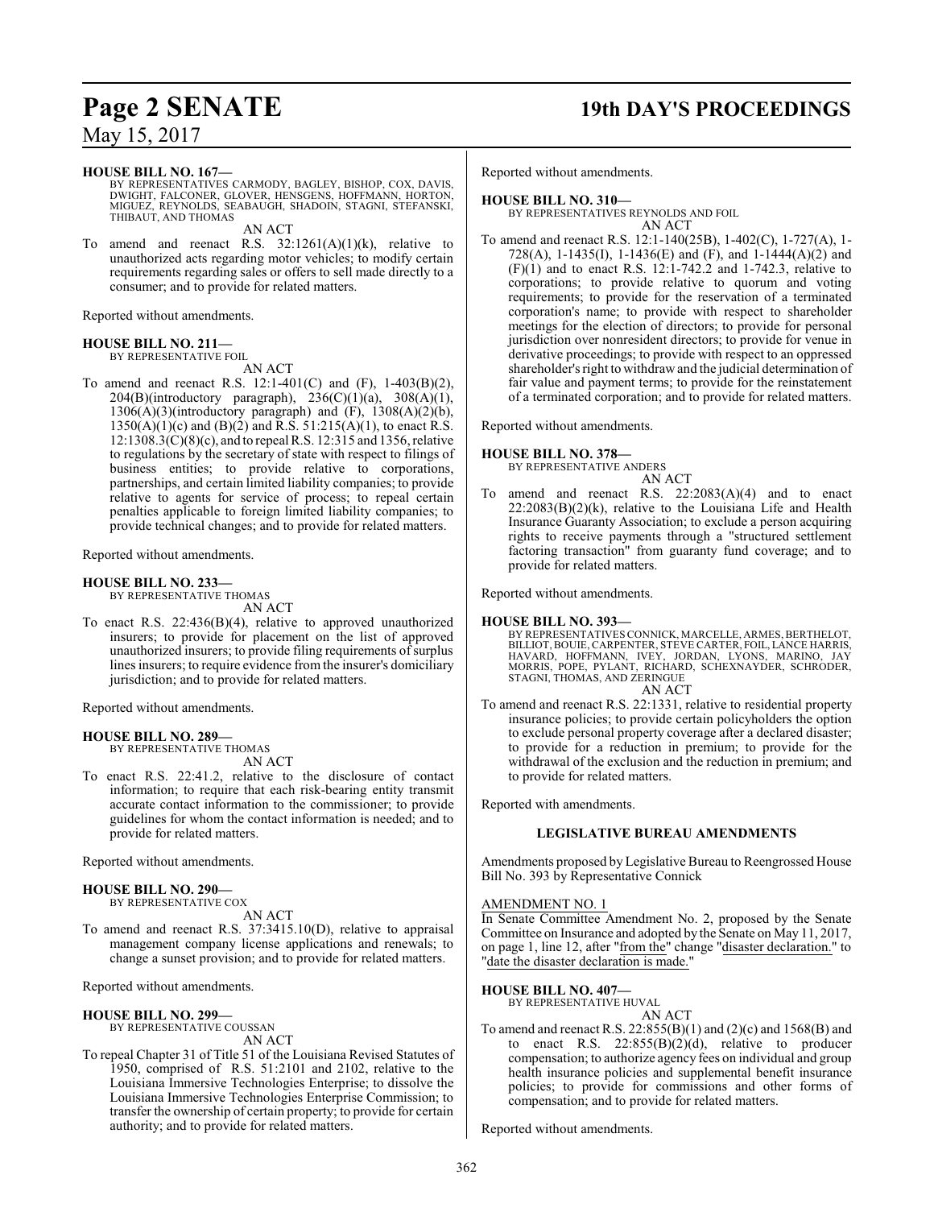**HOUSE BILL NO. 167—**

BY REPRESENTATIVES CARMODY, BAGLEY, BISHOP, COX, DAVIS, DWIGHT, FALCONER, GLOVER, HENSGENS, HOFFMANN, HORTON, MIGUEZ, REYNOLDS, SEABAUGH, SHADOIN, STAGNI, STEFANSKI, THIBAUT, AND THOMAS

AN ACT

To amend and reenact R.S. 32:1261(A)(1)(k), relative to unauthorized acts regarding motor vehicles; to modify certain requirements regarding sales or offers to sell made directly to a consumer; and to provide for related matters.

Reported without amendments.

**HOUSE BILL NO. 211—**

BY REPRESENTATIVE FOIL

AN ACT

To amend and reenact R.S. 12:1-401(C) and (F), 1-403(B)(2), 204(B)(introductory paragraph), 236(C)(1)(a), 308(A)(1), 1306(A)(3)(introductory paragraph) and (F), 1308(A)(2)(b), 1350(A)(1)(c) and (B)(2) and R.S. 51:215(A)(1), to enact R.S. 12:1308.3(C)(8)(c), and to repeal R.S. 12:315 and 1356, relative to regulations by the secretary of state with respect to filings of business entities; to provide relative to corporations, partnerships, and certain limited liability companies; to provide relative to agents for service of process; to repeal certain penalties applicable to foreign limited liability companies; to provide technical changes; and to provide for related matters.

Reported without amendments.

**HOUSE BILL NO. 233—**

BY REPRESENTATIVE THOMAS

AN ACT

To enact R.S. 22:436(B)(4), relative to approved unauthorized insurers; to provide for placement on the list of approved unauthorized insurers; to provide filing requirements of surplus lines insurers; to require evidence from the insurer's domiciliary jurisdiction; and to provide for related matters.

Reported without amendments.

**HOUSE BILL NO. 289—**

BY REPRESENTATIVE THOMAS

AN ACT

To enact R.S. 22:41.2, relative to the disclosure of contact information; to require that each risk-bearing entity transmit accurate contact information to the commissioner; to provide guidelines for whom the contact information is needed; and to provide for related matters.

Reported without amendments.

**HOUSE BILL NO. 290—**

BY REPRESENTATIVE COX

AN ACT

To amend and reenact R.S. 37:3415.10(D), relative to appraisal management company license applications and renewals; to change a sunset provision; and to provide for related matters.

Reported without amendments.

**HOUSE BILL NO. 299—**

BY REPRESENTATIVE COUSSAN

AN ACT

To repeal Chapter 31 of Title 51 of the Louisiana Revised Statutes of 1950, comprised of R.S. 51:2101 and 2102, relative to the Louisiana Immersive Technologies Enterprise; to dissolve the Louisiana Immersive Technologies Enterprise Commission; to transfer the ownership of certain property; to provide for certain authority; and to provide for related matters.

Reported without amendments.

**HOUSE BILL NO. 310—**

BY REPRESENTATIVES REYNOLDS AND FOIL

AN ACT

To amend and reenact R.S. 12:1-140(25B), 1-402(C), 1-727(A), 1-728(A), 1-1435(I), 1-1436(E) and (F), and 1-1444(A)(2) and (F)(1) and to enact R.S. 12:1-742.2 and 1-742.3, relative to corporations; to provide relative to quorum and voting requirements; to provide for the reservation of a terminated corporation's name; to provide with respect to shareholder meetings for the election of directors; to provide for personal jurisdiction over nonresident directors; to provide for venue in derivative proceedings; to provide with respect to an oppressed shareholder's right to withdraw and the judicial determination of fair value and payment terms; to provide for the reinstatement of a terminated corporation; and to provide for related matters.

Reported without amendments.

**HOUSE BILL NO. 378—**

BY REPRESENTATIVE ANDERS

AN ACT

To amend and reenact R.S. 22:2083(A)(4) and to enact 22:2083(B)(2)(k), relative to the Louisiana Life and Health Insurance Guaranty Association; to exclude a person acquiring rights to receive payments through a "structured settlement factoring transaction" from guaranty fund coverage; and to provide for related matters.

Reported without amendments.

**HOUSE BILL NO. 393—**

BY REPRESENTATIVES CONNICK, MARCELLE, ARMES, BERTHELOT, BILLIOT, BOUIE, CARPENTER, STEVE CARTER, FOIL, LANCE HARRIS, HAVARD, HOFFMANN, IVEY, JORDAN, LYONS, MARINO, JAY MORRIS, POPE, PYLANT, RICHARD, SCHEXNAYDER, SCHRODER, STAGNI, THOMAS, AND ZERINGUE

AN ACT

To amend and reenact R.S. 22:1331, relative to residential property insurance policies; to provide certain policyholders the option to exclude personal property coverage after a declared disaster; to provide for a reduction in premium; to provide for the withdrawal of the exclusion and the reduction in premium; and to provide for related matters.

Reported with amendments.

## LEGISLATIVE BUREAU AMENDMENTS

Amendments proposed by Legislative Bureau to Reengrossed House Bill No. 393 by Representative Connick

AMENDMENT NO. 1

In Senate Committee Amendment No. 2, proposed by the Senate Committee on Insurance and adopted by the Senate on May 11, 2017, on page 1, line 12, after "from the" change "disaster declaration." to "date the disaster declaration is made."

**HOUSE BILL NO. 407—**

BY REPRESENTATIVE HUVAL

AN ACT

To amend and reenact R.S. 22:855(B)(1) and (2)(c) and 1568(B) and to enact R.S. 22:855(B)(2)(d), relative to producer compensation; to authorize agency fees on individual and group health insurance policies and supplemental benefit insurance policies; to provide for commissions and other forms of compensation; and to provide for related matters.

Reported without amendments.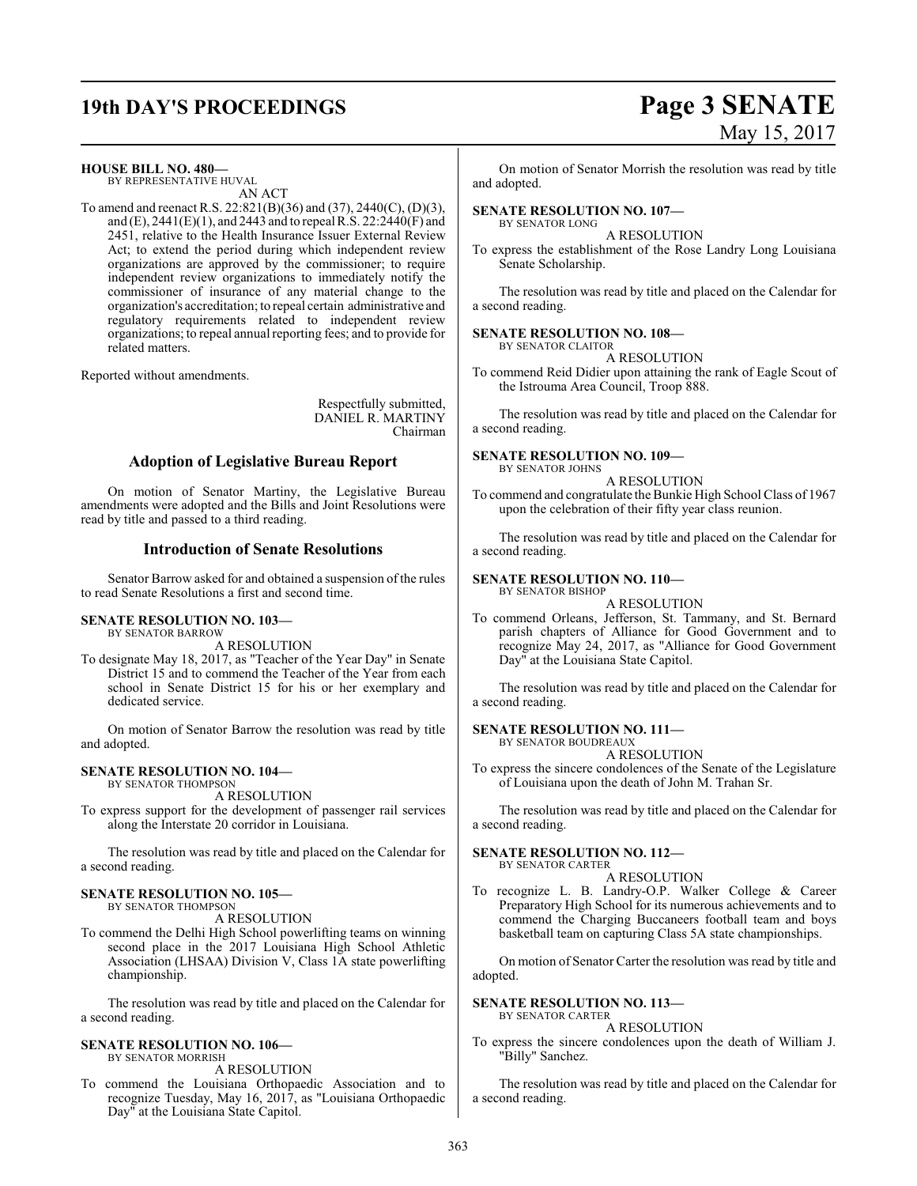**HOUSE BILL NO. 480—**
BY REPRESENTATIVE HUVAL

AN ACT

To amend and reenact R.S. 22:821(B)(36) and (37), 2440(C), (D)(3), and (E), 2441(E)(1), and 2443 and to repeal R.S. 22:2440(F) and 2451, relative to the Health Insurance Issuer External Review Act; to extend the period during which independent review organizations are approved by the commissioner; to require independent review organizations to immediately notify the commissioner of insurance of any material change to the organization's accreditation; to repeal certain administrative and regulatory requirements related to independent review organizations; to repeal annual reporting fees; and to provide for related matters.

Reported without amendments.

Respectfully submitted,
DANIEL R. MARTINY
Chairman

## Adoption of Legislative Bureau Report

On motion of Senator Martiny, the Legislative Bureau amendments were adopted and the Bills and Joint Resolutions were read by title and passed to a third reading.

## Introduction of Senate Resolutions

Senator Barrow asked for and obtained a suspension of the rules to read Senate Resolutions a first and second time.

**SENATE RESOLUTION NO. 103—**
BY SENATOR BARROW

A RESOLUTION

To designate May 18, 2017, as "Teacher of the Year Day" in Senate District 15 and to commend the Teacher of the Year from each school in Senate District 15 for his or her exemplary and dedicated service.

On motion of Senator Barrow the resolution was read by title and adopted.

**SENATE RESOLUTION NO. 104—**
BY SENATOR THOMPSON

A RESOLUTION

To express support for the development of passenger rail services along the Interstate 20 corridor in Louisiana.

The resolution was read by title and placed on the Calendar for a second reading.

**SENATE RESOLUTION NO. 105—**
BY SENATOR THOMPSON

A RESOLUTION

To commend the Delhi High School powerlifting teams on winning second place in the 2017 Louisiana High School Athletic Association (LHSAA) Division V, Class 1A state powerlifting championship.

The resolution was read by title and placed on the Calendar for a second reading.

**SENATE RESOLUTION NO. 106—**
BY SENATOR MORRISH

A RESOLUTION

To commend the Louisiana Orthopaedic Association and to recognize Tuesday, May 16, 2017, as "Louisiana Orthopaedic Day" at the Louisiana State Capitol.

On motion of Senator Morrish the resolution was read by title and adopted.

**SENATE RESOLUTION NO. 107—**
BY SENATOR LONG

A RESOLUTION

To express the establishment of the Rose Landry Long Louisiana Senate Scholarship.

The resolution was read by title and placed on the Calendar for a second reading.

**SENATE RESOLUTION NO. 108—**
BY SENATOR CLAITOR

A RESOLUTION

To commend Reid Didier upon attaining the rank of Eagle Scout of the Istrouma Area Council, Troop 888.

The resolution was read by title and placed on the Calendar for a second reading.

**SENATE RESOLUTION NO. 109—**
BY SENATOR JOHNS

A RESOLUTION

To commend and congratulate the Bunkie High School Class of 1967 upon the celebration of their fifty year class reunion.

The resolution was read by title and placed on the Calendar for a second reading.

**SENATE RESOLUTION NO. 110—**
BY SENATOR BISHOP

A RESOLUTION

To commend Orleans, Jefferson, St. Tammany, and St. Bernard parish chapters of Alliance for Good Government and to recognize May 24, 2017, as "Alliance for Good Government Day" at the Louisiana State Capitol.

The resolution was read by title and placed on the Calendar for a second reading.

**SENATE RESOLUTION NO. 111—**
BY SENATOR BOUDREAUX

A RESOLUTION

To express the sincere condolences of the Senate of the Legislature of Louisiana upon the death of John M. Trahan Sr.

The resolution was read by title and placed on the Calendar for a second reading.

**SENATE RESOLUTION NO. 112—**
BY SENATOR CARTER

A RESOLUTION

To recognize L. B. Landry-O.P. Walker College & Career Preparatory High School for its numerous achievements and to commend the Charging Buccaneers football team and boys basketball team on capturing Class 5A state championships.

On motion of Senator Carter the resolution was read by title and adopted.

**SENATE RESOLUTION NO. 113—**
BY SENATOR CARTER

A RESOLUTION

To express the sincere condolences upon the death of William J. "Billy" Sanchez.

The resolution was read by title and placed on the Calendar for a second reading.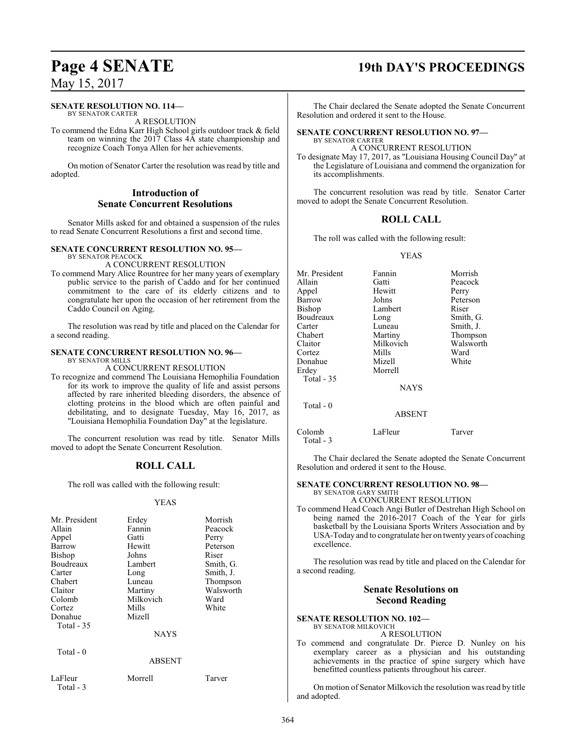**SENATE RESOLUTION NO. 114—**
BY SENATOR CARTER

A RESOLUTION

To commend the Edna Karr High School girls outdoor track & field team on winning the 2017 Class 4A state championship and recognize Coach Tonya Allen for her achievements.

On motion of Senator Carter the resolution was read by title and adopted.

## Introduction of Senate Concurrent Resolutions

Senator Mills asked for and obtained a suspension of the rules to read Senate Concurrent Resolutions a first and second time.

**SENATE CONCURRENT RESOLUTION NO. 95—**
BY SENATOR PEACOCK

A CONCURRENT RESOLUTION

To commend Mary Alice Rountree for her many years of exemplary public service to the parish of Caddo and for her continued commitment to the care of its elderly citizens and to congratulate her upon the occasion of her retirement from the Caddo Council on Aging.

The resolution was read by title and placed on the Calendar for a second reading.

**SENATE CONCURRENT RESOLUTION NO. 96—**
BY SENATOR MILLS

A CONCURRENT RESOLUTION

To recognize and commend The Louisiana Hemophilia Foundation for its work to improve the quality of life and assist persons affected by rare inherited bleeding disorders, the absence of clotting proteins in the blood which are often painful and debilitating, and to designate Tuesday, May 16, 2017, as "Louisiana Hemophilia Foundation Day" at the legislature.

The concurrent resolution was read by title. Senator Mills moved to adopt the Senate Concurrent Resolution.

## ROLL CALL

The roll was called with the following result:

YEAS

| | | |
|---|---|---|
| Mr. President | Erdey | Morrish |
| Allain | Fannin | Peacock |
| Appel | Gatti | Perry |
| Barrow | Hewitt | Peterson |
| Bishop | Johns | Riser |
| Boudreaux | Lambert | Smith, G. |
| Carter | Long | Smith, J. |
| Chabert | Luneau | Thompson |
| Claitor | Martiny | Walsworth |
| Colomb | Milkovich | Ward |
| Cortez | Mills | White |
| Donahue | Mizell | |
| Total - 35 | | |

NAYS

Total - 0

ABSENT

| | | |
|---|---|---|
| LaFleur | Morrell | Tarver |
| Total - 3 | | |

The Chair declared the Senate adopted the Senate Concurrent Resolution and ordered it sent to the House.

**SENATE CONCURRENT RESOLUTION NO. 97—**
BY SENATOR CARTER

A CONCURRENT RESOLUTION

To designate May 17, 2017, as "Louisiana Housing Council Day" at the Legislature of Louisiana and commend the organization for its accomplishments.

The concurrent resolution was read by title. Senator Carter moved to adopt the Senate Concurrent Resolution.

## ROLL CALL

The roll was called with the following result:

YEAS

| | | |
|---|---|---|
| Mr. President | Fannin | Morrish |
| Allain | Gatti | Peacock |
| Appel | Hewitt | Perry |
| Barrow | Johns | Peterson |
| Bishop | Lambert | Riser |
| Boudreaux | Long | Smith, G. |
| Carter | Luneau | Smith, J. |
| Chabert | Martiny | Thompson |
| Claitor | Milkovich | Walsworth |
| Cortez | Mills | Ward |
| Donahue | Mizell | White |
| Erdey | Morrell | |
| Total - 35 | | |

NAYS

Total - 0

ABSENT

| | | |
|---|---|---|
| Colomb | LaFleur | Tarver |
| Total - 3 | | |

The Chair declared the Senate adopted the Senate Concurrent Resolution and ordered it sent to the House.

**SENATE CONCURRENT RESOLUTION NO. 98—**
BY SENATOR GARY SMITH

A CONCURRENT RESOLUTION

To commend Head Coach Angi Butler of Destrehan High School on being named the 2016-2017 Coach of the Year for girls basketball by the Louisiana Sports Writers Association and by USA-Today and to congratulate her on twenty years of coaching excellence.

The resolution was read by title and placed on the Calendar for a second reading.

## Senate Resolutions on Second Reading

**SENATE RESOLUTION NO. 102—**
BY SENATOR MILKOVICH

A RESOLUTION

To commend and congratulate Dr. Pierce D. Nunley on his exemplary career as a physician and his outstanding achievements in the practice of spine surgery which have benefitted countless patients throughout his career.

On motion of Senator Milkovich the resolution was read by title and adopted.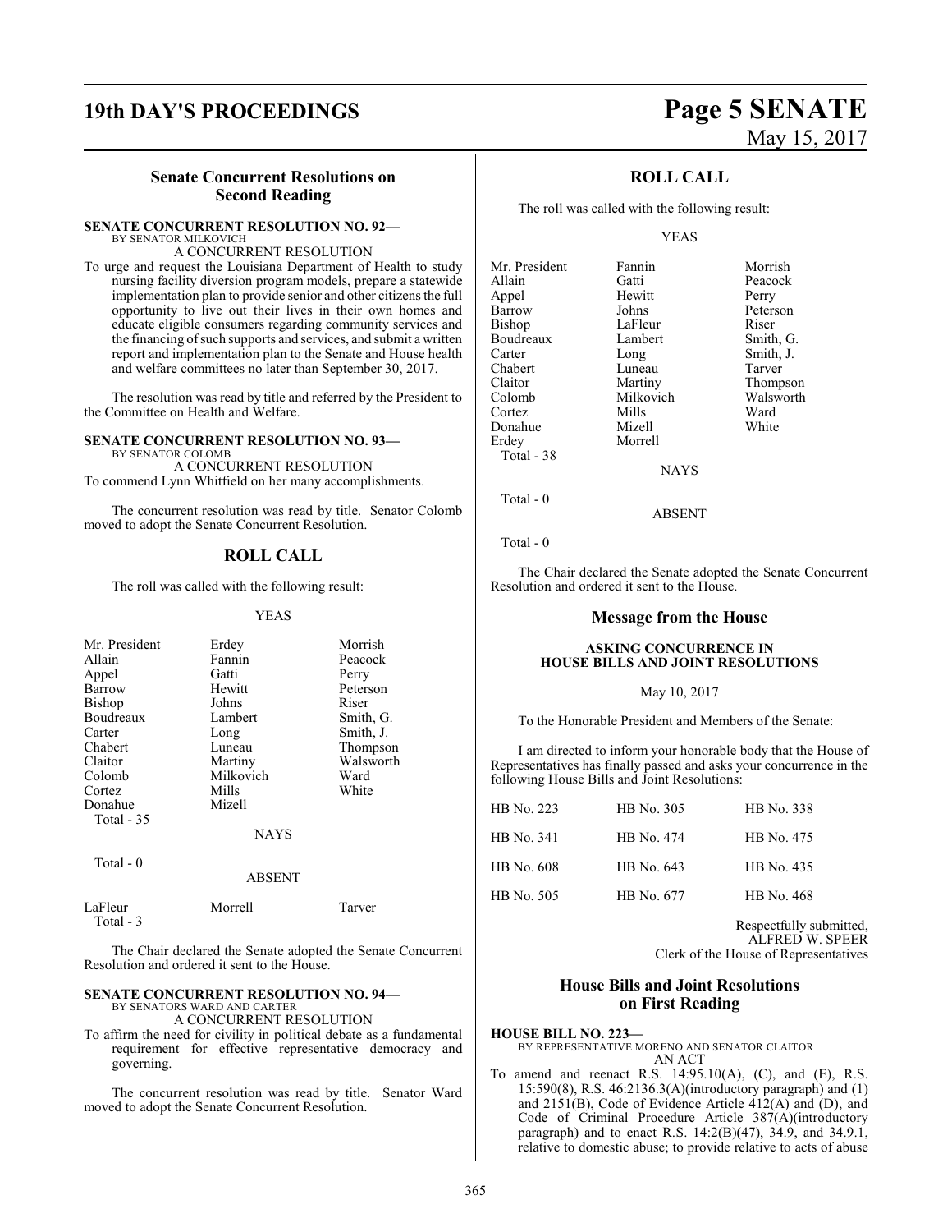### Senate Concurrent Resolutions on Second Reading

**SENATE CONCURRENT RESOLUTION NO. 92—**
BY SENATOR MILKOVICH
A CONCURRENT RESOLUTION

To urge and request the Louisiana Department of Health to study nursing facility diversion program models, prepare a statewide implementation plan to provide senior and other citizens the full opportunity to live out their lives in their own homes and educate eligible consumers regarding community services and the financing of such supports and services, and submit a written report and implementation plan to the Senate and House health and welfare committees no later than September 30, 2017.

The resolution was read by title and referred by the President to the Committee on Health and Welfare.

**SENATE CONCURRENT RESOLUTION NO. 93—**
BY SENATOR COLOMB
A CONCURRENT RESOLUTION

To commend Lynn Whitfield on her many accomplishments.

The concurrent resolution was read by title. Senator Colomb moved to adopt the Senate Concurrent Resolution.

## ROLL CALL

The roll was called with the following result:

YEAS

| | | |
|---|---|---|
| Mr. President | Erdey | Morrish |
| Allain | Fannin | Peacock |
| Appel | Gatti | Perry |
| Barrow | Hewitt | Peterson |
| Bishop | Johns | Riser |
| Boudreaux | Lambert | Smith, G. |
| Carter | Long | Smith, J. |
| Chabert | Luneau | Thompson |
| Claitor | Martiny | Walsworth |
| Colomb | Milkovich | Ward |
| Cortez | Mills | White |
| Donahue | Mizell | |

Total - 35

NAYS

Total - 0

ABSENT

| | | |
|---|---|---|
| LaFleur | Morrell | Tarver |

Total - 3

The Chair declared the Senate adopted the Senate Concurrent Resolution and ordered it sent to the House.

**SENATE CONCURRENT RESOLUTION NO. 94—**
BY SENATORS WARD AND CARTER
A CONCURRENT RESOLUTION

To affirm the need for civility in political debate as a fundamental requirement for effective representative democracy and governing.

The concurrent resolution was read by title. Senator Ward moved to adopt the Senate Concurrent Resolution.

## ROLL CALL

The roll was called with the following result:

YEAS

| | | |
|---|---|---|
| Mr. President | Fannin | Morrish |
| Allain | Gatti | Peacock |
| Appel | Hewitt | Perry |
| Barrow | Johns | Peterson |
| Bishop | LaFleur | Riser |
| Boudreaux | Lambert | Smith, G. |
| Carter | Long | Smith, J. |
| Chabert | Luneau | Tarver |
| Claitor | Martiny | Thompson |
| Colomb | Milkovich | Walsworth |
| Cortez | Mills | Ward |
| Donahue | Mizell | White |
| Erdey | Morrell | |

Total - 38

NAYS

Total - 0

ABSENT

Total - 0

The Chair declared the Senate adopted the Senate Concurrent Resolution and ordered it sent to the House.

### Message from the House

**ASKING CONCURRENCE IN HOUSE BILLS AND JOINT RESOLUTIONS**

May 10, 2017

To the Honorable President and Members of the Senate:

I am directed to inform your honorable body that the House of Representatives has finally passed and asks your concurrence in the following House Bills and Joint Resolutions:

| | | |
|---|---|---|
| HB No. 223 | HB No. 305 | HB No. 338 |
| HB No. 341 | HB No. 474 | HB No. 475 |
| HB No. 608 | HB No. 643 | HB No. 435 |
| HB No. 505 | HB No. 677 | HB No. 468 |

Respectfully submitted,
ALFRED W. SPEER
Clerk of the House of Representatives

### House Bills and Joint Resolutions on First Reading

**HOUSE BILL NO. 223—**
BY REPRESENTATIVE MORENO AND SENATOR CLAITOR
AN ACT

To amend and reenact R.S. 14:95.10(A), (C), and (E), R.S. 15:590(8), R.S. 46:2136.3(A)(introductory paragraph) and (1) and 2151(B), Code of Evidence Article 412(A) and (D), and Code of Criminal Procedure Article 387(A)(introductory paragraph) and to enact R.S. 14:2(B)(47), 34.9, and 34.9.1, relative to domestic abuse; to provide relative to acts of abuse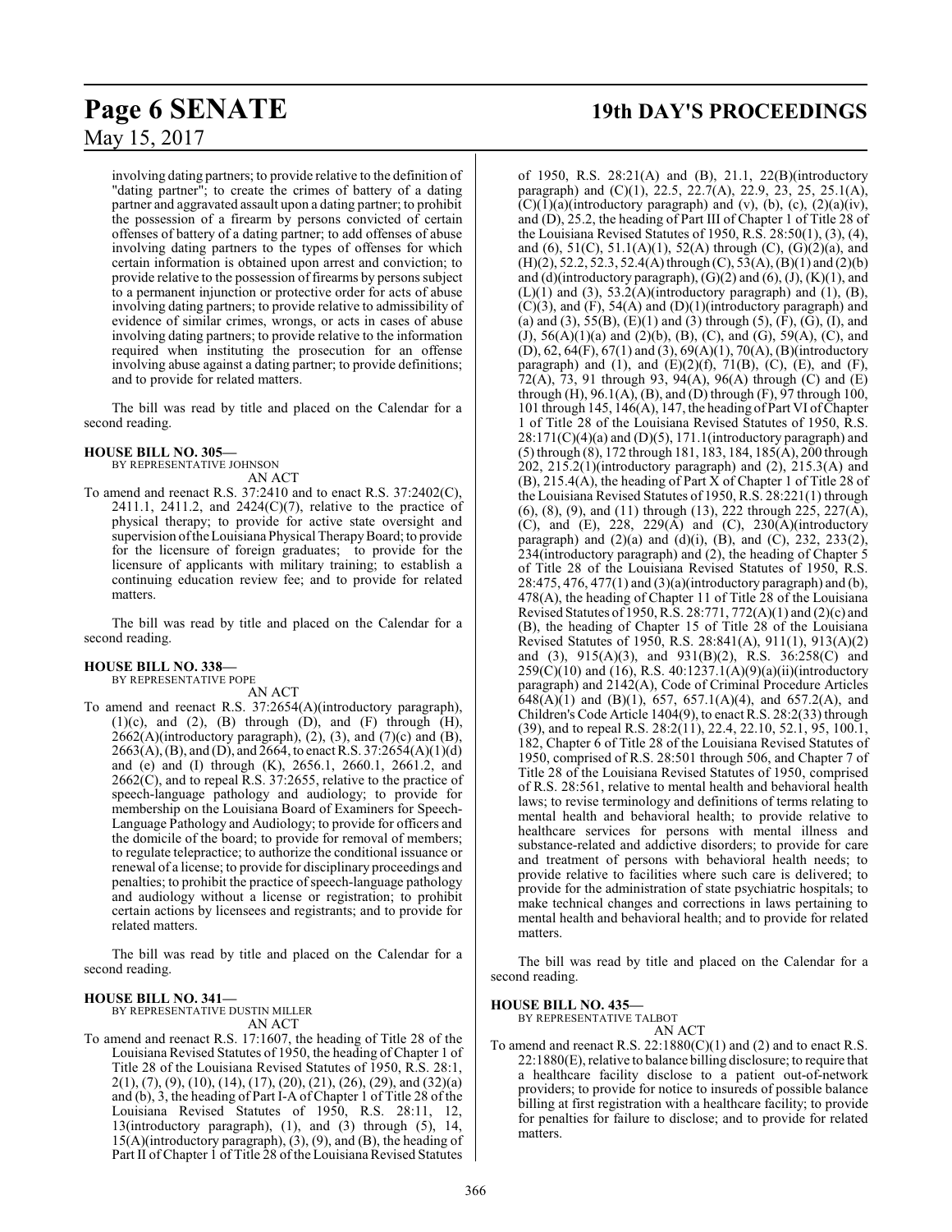involving dating partners; to provide relative to the definition of "dating partner"; to create the crimes of battery of a dating partner and aggravated assault upon a dating partner; to prohibit the possession of a firearm by persons convicted of certain offenses of battery of a dating partner; to add offenses of abuse involving dating partners to the types of offenses for which certain information is obtained upon arrest and conviction; to provide relative to the possession of firearms by persons subject to a permanent injunction or protective order for acts of abuse involving dating partners; to provide relative to admissibility of evidence of similar crimes, wrongs, or acts in cases of abuse involving dating partners; to provide relative to the information required when instituting the prosecution for an offense involving abuse against a dating partner; to provide definitions; and to provide for related matters.

The bill was read by title and placed on the Calendar for a second reading.

**HOUSE BILL NO. 305—**
BY REPRESENTATIVE JOHNSON
AN ACT

To amend and reenact R.S. 37:2410 and to enact R.S. 37:2402(C), 2411.1, 2411.2, and 2424(C)(7), relative to the practice of physical therapy; to provide for active state oversight and supervision of the Louisiana Physical Therapy Board; to provide for the licensure of foreign graduates; to provide for the licensure of applicants with military training; to establish a continuing education review fee; and to provide for related matters.

The bill was read by title and placed on the Calendar for a second reading.

**HOUSE BILL NO. 338—**
BY REPRESENTATIVE POPE
AN ACT

To amend and reenact R.S. 37:2654(A)(introductory paragraph), (1)(c), and (2), (B) through (D), and (F) through (H), 2662(A)(introductory paragraph), (2), (3), and (7)(c) and (B), 2663(A), (B), and (D), and 2664, to enact R.S. 37:2654(A)(1)(d) and (e) and (I) through (K), 2656.1, 2660.1, 2661.2, and 2662(C), and to repeal R.S. 37:2655, relative to the practice of speech-language pathology and audiology; to provide for membership on the Louisiana Board of Examiners for Speech-Language Pathology and Audiology; to provide for officers and the domicile of the board; to provide for removal of members; to regulate telepractice; to authorize the conditional issuance or renewal of a license; to provide for disciplinary proceedings and penalties; to prohibit the practice of speech-language pathology and audiology without a license or registration; to prohibit certain actions by licensees and registrants; and to provide for related matters.

The bill was read by title and placed on the Calendar for a second reading.

**HOUSE BILL NO. 341—**
BY REPRESENTATIVE DUSTIN MILLER
AN ACT

To amend and reenact R.S. 17:1607, the heading of Title 28 of the Louisiana Revised Statutes of 1950, the heading of Chapter 1 of Title 28 of the Louisiana Revised Statutes of 1950, R.S. 28:1, 2(1), (7), (9), (10), (14), (17), (20), (21), (26), (29), and (32)(a) and (b), 3, the heading of Part I-A of Chapter 1 of Title 28 of the Louisiana Revised Statutes of 1950, R.S. 28:11, 12, 13(introductory paragraph), (1), and (3) through (5), 14, 15(A)(introductory paragraph), (3), (9), and (B), the heading of Part II of Chapter 1 of Title 28 of the Louisiana Revised Statutes of 1950, R.S. 28:21(A) and (B), 21.1, 22(B)(introductory paragraph) and (C)(1), 22.5, 22.7(A), 22.9, 23, 25, 25.1(A), (C)(1)(a)(introductory paragraph) and (v), (b), (c), (2)(a)(iv), and (D), 25.2, the heading of Part III of Chapter 1 of Title 28 of the Louisiana Revised Statutes of 1950, R.S. 28:50(1), (3), (4), and (6), 51(C), 51.1(A)(1), 52(A) through (C), (G)(2)(a), and (H)(2), 52.2, 52.3, 52.4(A) through (C), 53(A), (B)(1) and (2)(b) and (d)(introductory paragraph), (G)(2) and (6), (J), (K)(1), and (L)(1) and (3), 53.2(A)(introductory paragraph) and (1), (B), (C)(3), and (F), 54(A) and (D)(1)(introductory paragraph) and (a) and (3), 55(B), (E)(1) and (3) through (5), (F), (G), (I), and (J), 56(A)(1)(a) and (2)(b), (B), (C), and (G), 59(A), (C), and (D), 62, 64(F), 67(1) and (3), 69(A)(1), 70(A), (B)(introductory paragraph) and (1), and (E)(2)(f), 71(B), (C), (E), and (F), 72(A), 73, 91 through 93, 94(A), 96(A) through (C) and (E) through (H), 96.1(A), (B), and (D) through (F), 97 through 100, 101 through 145, 146(A), 147, the heading of Part VI of Chapter 1 of Title 28 of the Louisiana Revised Statutes of 1950, R.S. 28:171(C)(4)(a) and (D)(5), 171.1(introductory paragraph) and (5) through (8), 172 through 181, 183, 184, 185(A), 200 through 202, 215.2(1)(introductory paragraph) and (2), 215.3(A) and (B), 215.4(A), the heading of Part X of Chapter 1 of Title 28 of the Louisiana Revised Statutes of 1950, R.S. 28:221(1) through (6), (8), (9), and (11) through (13), 222 through 225, 227(A), (C), and (E), 228, 229(A) and (C), 230(A)(introductory paragraph) and (2)(a) and (d)(i), (B), and (C), 232, 233(2), 234(introductory paragraph) and (2), the heading of Chapter 5 of Title 28 of the Louisiana Revised Statutes of 1950, R.S. 28:475, 476, 477(1) and (3)(a)(introductory paragraph) and (b), 478(A), the heading of Chapter 11 of Title 28 of the Louisiana Revised Statutes of 1950, R.S. 28:771, 772(A)(1) and (2)(c) and (B), the heading of Chapter 15 of Title 28 of the Louisiana Revised Statutes of 1950, R.S. 28:841(A), 911(1), 913(A)(2) and (3), 915(A)(3), and 931(B)(2), R.S. 36:258(C) and 259(C)(10) and (16), R.S. 40:1237.1(A)(9)(a)(ii)(introductory paragraph) and 2142(A), Code of Criminal Procedure Articles 648(A)(1) and (B)(1), 657, 657.1(A)(4), and 657.2(A), and Children's Code Article 1404(9), to enact R.S. 28:2(33) through (39), and to repeal R.S. 28:2(11), 22.4, 22.10, 52.1, 95, 100.1, 182, Chapter 6 of Title 28 of the Louisiana Revised Statutes of 1950, comprised of R.S. 28:501 through 506, and Chapter 7 of Title 28 of the Louisiana Revised Statutes of 1950, comprised of R.S. 28:561, relative to mental health and behavioral health laws; to revise terminology and definitions of terms relating to mental health and behavioral health; to provide relative to healthcare services for persons with mental illness and substance-related and addictive disorders; to provide for care and treatment of persons with behavioral health needs; to provide relative to facilities where such care is delivered; to provide for the administration of state psychiatric hospitals; to make technical changes and corrections in laws pertaining to mental health and behavioral health; and to provide for related matters.

The bill was read by title and placed on the Calendar for a second reading.

**HOUSE BILL NO. 435—**
BY REPRESENTATIVE TALBOT
AN ACT

To amend and reenact R.S. 22:1880(C)(1) and (2) and to enact R.S. 22:1880(E), relative to balance billing disclosure; to require that a healthcare facility disclose to a patient out-of-network providers; to provide for notice to insureds of possible balance billing at first registration with a healthcare facility; to provide for penalties for failure to disclose; and to provide for related matters.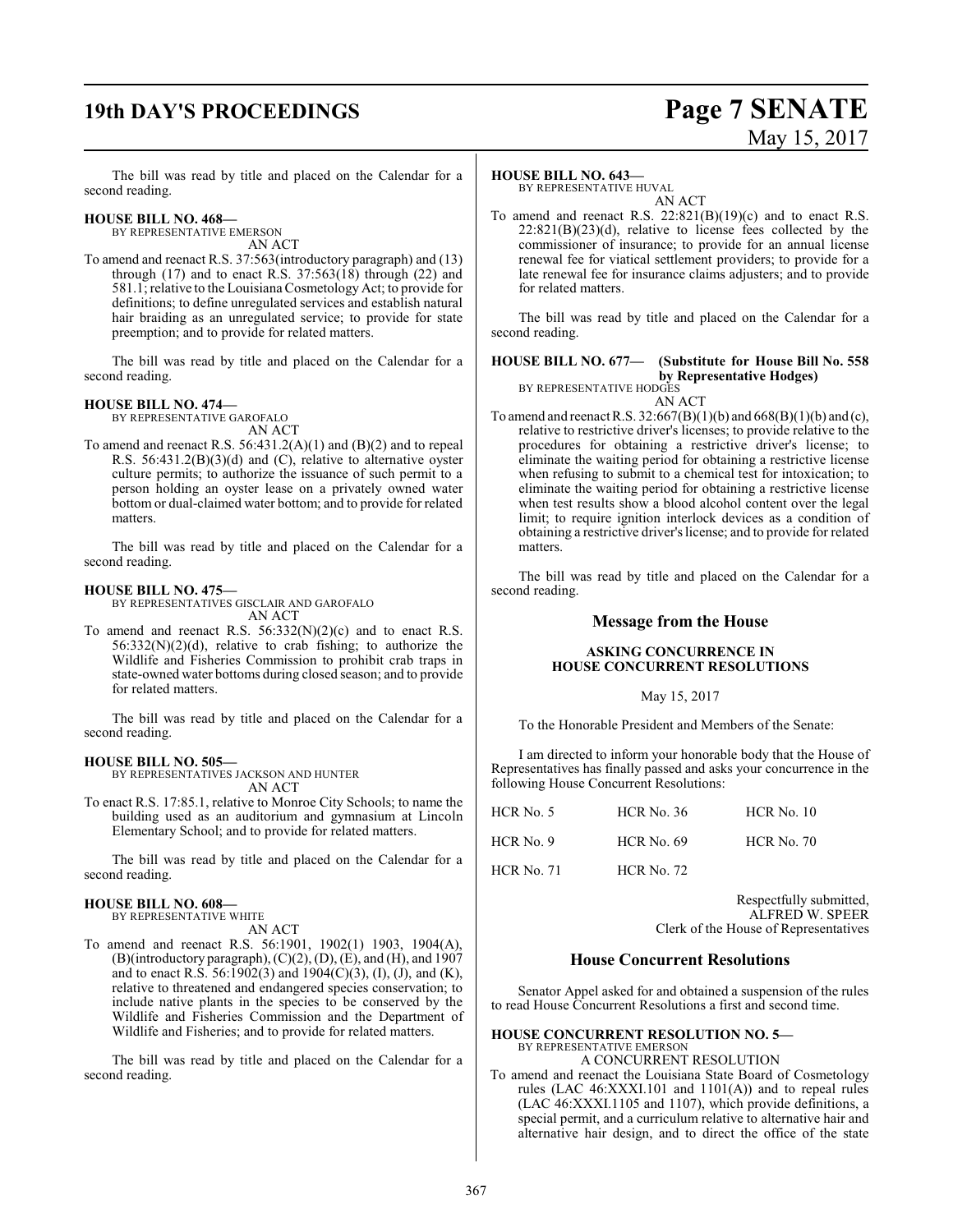The bill was read by title and placed on the Calendar for a second reading.

**HOUSE BILL NO. 468—**
BY REPRESENTATIVE EMERSON
AN ACT

To amend and reenact R.S. 37:563(introductory paragraph) and (13) through (17) and to enact R.S. 37:563(18) through (22) and 581.1; relative to the Louisiana Cosmetology Act; to provide for definitions; to define unregulated services and establish natural hair braiding as an unregulated service; to provide for state preemption; and to provide for related matters.

The bill was read by title and placed on the Calendar for a second reading.

**HOUSE BILL NO. 474—**
BY REPRESENTATIVE GAROFALO
AN ACT

To amend and reenact R.S. 56:431.2(A)(1) and (B)(2) and to repeal R.S. 56:431.2(B)(3)(d) and (C), relative to alternative oyster culture permits; to authorize the issuance of such permit to a person holding an oyster lease on a privately owned water bottom or dual-claimed water bottom; and to provide for related matters.

The bill was read by title and placed on the Calendar for a second reading.

**HOUSE BILL NO. 475—**
BY REPRESENTATIVES GISCLAIR AND GAROFALO
AN ACT

To amend and reenact R.S. 56:332(N)(2)(c) and to enact R.S. 56:332(N)(2)(d), relative to crab fishing; to authorize the Wildlife and Fisheries Commission to prohibit crab traps in state-owned water bottoms during closed season; and to provide for related matters.

The bill was read by title and placed on the Calendar for a second reading.

**HOUSE BILL NO. 505—**
BY REPRESENTATIVES JACKSON AND HUNTER
AN ACT

To enact R.S. 17:85.1, relative to Monroe City Schools; to name the building used as an auditorium and gymnasium at Lincoln Elementary School; and to provide for related matters.

The bill was read by title and placed on the Calendar for a second reading.

**HOUSE BILL NO. 608—**
BY REPRESENTATIVE WHITE
AN ACT

To amend and reenact R.S. 56:1901, 1902(1) 1903, 1904(A), (B)(introductory paragraph), (C)(2), (D), (E), and (H), and 1907 and to enact R.S. 56:1902(3) and 1904(C)(3), (I), (J), and (K), relative to threatened and endangered species conservation; to include native plants in the species to be conserved by the Wildlife and Fisheries Commission and the Department of Wildlife and Fisheries; and to provide for related matters.

The bill was read by title and placed on the Calendar for a second reading.

**HOUSE BILL NO. 643—**
BY REPRESENTATIVE HUVAL
AN ACT

To amend and reenact R.S. 22:821(B)(19)(c) and to enact R.S. 22:821(B)(23)(d), relative to license fees collected by the commissioner of insurance; to provide for an annual license renewal fee for viatical settlement providers; to provide for a late renewal fee for insurance claims adjusters; and to provide for related matters.

The bill was read by title and placed on the Calendar for a second reading.

**HOUSE BILL NO. 677— (Substitute for House Bill No. 558 by Representative Hodges)**
BY REPRESENTATIVE HODGES
AN ACT

To amend and reenact R.S. 32:667(B)(1)(b) and 668(B)(1)(b) and (c), relative to restrictive driver's licenses; to provide relative to the procedures for obtaining a restrictive driver's license; to eliminate the waiting period for obtaining a restrictive license when refusing to submit to a chemical test for intoxication; to eliminate the waiting period for obtaining a restrictive license when test results show a blood alcohol content over the legal limit; to require ignition interlock devices as a condition of obtaining a restrictive driver's license; and to provide for related matters.

The bill was read by title and placed on the Calendar for a second reading.

## Message from the House

### ASKING CONCURRENCE IN HOUSE CONCURRENT RESOLUTIONS

May 15, 2017

To the Honorable President and Members of the Senate:

I am directed to inform your honorable body that the House of Representatives has finally passed and asks your concurrence in the following House Concurrent Resolutions:

| | | |
|---|---|---|
| HCR No. 5 | HCR No. 36 | HCR No. 10 |
| HCR No. 9 | HCR No. 69 | HCR No. 70 |
| HCR No. 71 | HCR No. 72 | |

Respectfully submitted,
ALFRED W. SPEER
Clerk of the House of Representatives

## House Concurrent Resolutions

Senator Appel asked for and obtained a suspension of the rules to read House Concurrent Resolutions a first and second time.

**HOUSE CONCURRENT RESOLUTION NO. 5—**
BY REPRESENTATIVE EMERSON
A CONCURRENT RESOLUTION

To amend and reenact the Louisiana State Board of Cosmetology rules (LAC 46:XXXI.101 and 1101(A)) and to repeal rules (LAC 46:XXXI.1105 and 1107), which provide definitions, a special permit, and a curriculum relative to alternative hair and alternative hair design, and to direct the office of the state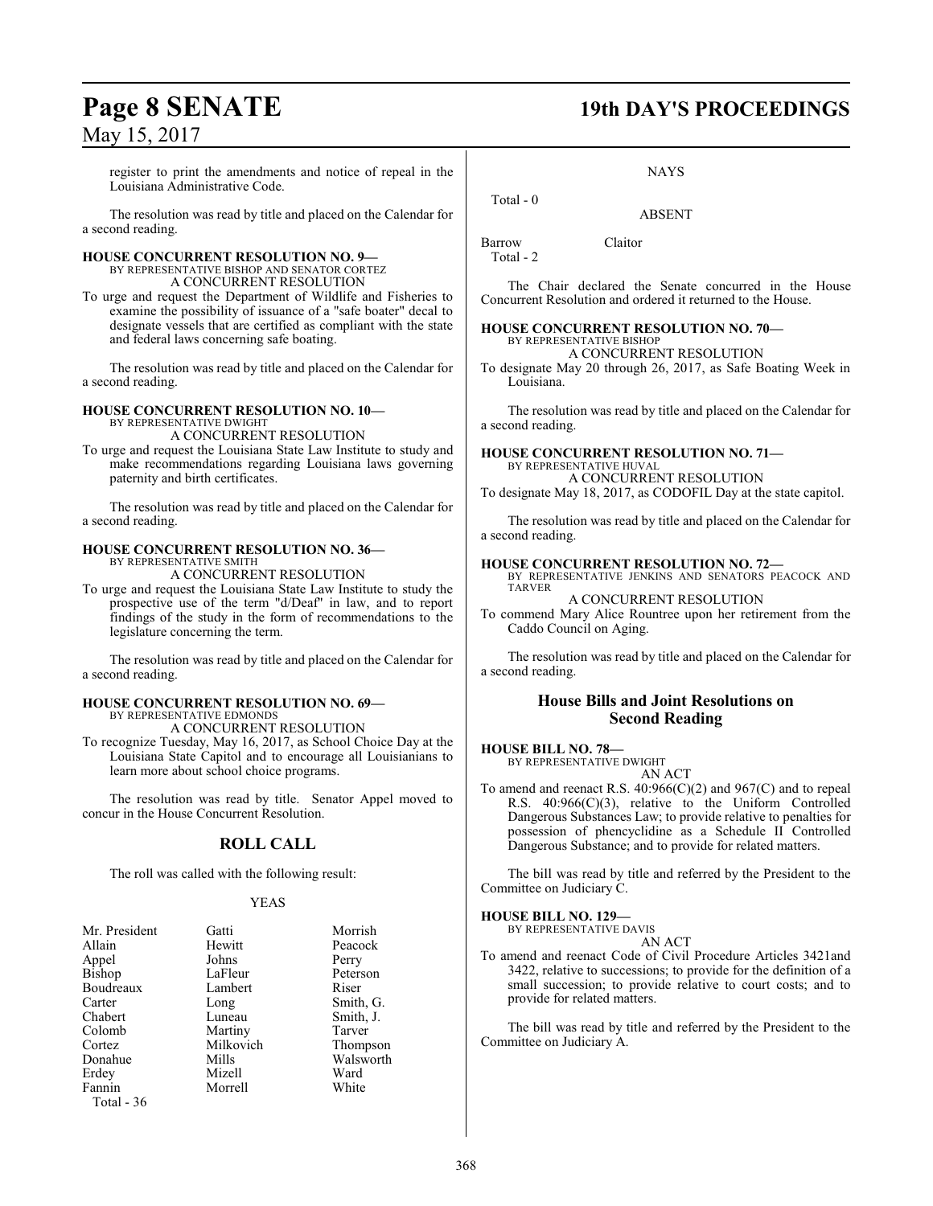register to print the amendments and notice of repeal in the Louisiana Administrative Code.

The resolution was read by title and placed on the Calendar for a second reading.

**HOUSE CONCURRENT RESOLUTION NO. 9—**
BY REPRESENTATIVE BISHOP AND SENATOR CORTEZ
A CONCURRENT RESOLUTION

To urge and request the Department of Wildlife and Fisheries to examine the possibility of issuance of a "safe boater" decal to designate vessels that are certified as compliant with the state and federal laws concerning safe boating.

The resolution was read by title and placed on the Calendar for a second reading.

**HOUSE CONCURRENT RESOLUTION NO. 10—**
BY REPRESENTATIVE DWIGHT
A CONCURRENT RESOLUTION

To urge and request the Louisiana State Law Institute to study and make recommendations regarding Louisiana laws governing paternity and birth certificates.

The resolution was read by title and placed on the Calendar for a second reading.

**HOUSE CONCURRENT RESOLUTION NO. 36—**
BY REPRESENTATIVE SMITH
A CONCURRENT RESOLUTION

To urge and request the Louisiana State Law Institute to study the prospective use of the term "d/Deaf" in law, and to report findings of the study in the form of recommendations to the legislature concerning the term.

The resolution was read by title and placed on the Calendar for a second reading.

**HOUSE CONCURRENT RESOLUTION NO. 69—**
BY REPRESENTATIVE EDMONDS
A CONCURRENT RESOLUTION

To recognize Tuesday, May 16, 2017, as School Choice Day at the Louisiana State Capitol and to encourage all Louisianians to learn more about school choice programs.

The resolution was read by title. Senator Appel moved to concur in the House Concurrent Resolution.

## ROLL CALL

The roll was called with the following result:

YEAS

| | | |
|---|---|---|
| Mr. President | Gatti | Morrish |
| Allain | Hewitt | Peacock |
| Appel | Johns | Perry |
| Bishop | LaFleur | Peterson |
| Boudreaux | Lambert | Riser |
| Carter | Long | Smith, G. |
| Chabert | Luneau | Smith, J. |
| Colomb | Martiny | Tarver |
| Cortez | Milkovich | Thompson |
| Donahue | Mills | Walsworth |
| Erdey | Mizell | Ward |
| Fannin | Morrell | White |

Total - 36

NAYS

Total - 0

ABSENT

Barrow Claitor

Total - 2

The Chair declared the Senate concurred in the House Concurrent Resolution and ordered it returned to the House.

**HOUSE CONCURRENT RESOLUTION NO. 70—**
BY REPRESENTATIVE BISHOP
A CONCURRENT RESOLUTION

To designate May 20 through 26, 2017, as Safe Boating Week in Louisiana.

The resolution was read by title and placed on the Calendar for a second reading.

**HOUSE CONCURRENT RESOLUTION NO. 71—**
BY REPRESENTATIVE HUVAL
A CONCURRENT RESOLUTION

To designate May 18, 2017, as CODOFIL Day at the state capitol.

The resolution was read by title and placed on the Calendar for a second reading.

**HOUSE CONCURRENT RESOLUTION NO. 72—**
BY REPRESENTATIVE JENKINS AND SENATORS PEACOCK AND TARVER
A CONCURRENT RESOLUTION

To commend Mary Alice Rountree upon her retirement from the Caddo Council on Aging.

The resolution was read by title and placed on the Calendar for a second reading.

## House Bills and Joint Resolutions on Second Reading

**HOUSE BILL NO. 78—**
BY REPRESENTATIVE DWIGHT
AN ACT

To amend and reenact R.S. 40:966(C)(2) and 967(C) and to repeal R.S. 40:966(C)(3), relative to the Uniform Controlled Dangerous Substances Law; to provide relative to penalties for possession of phencyclidine as a Schedule II Controlled Dangerous Substance; and to provide for related matters.

The bill was read by title and referred by the President to the Committee on Judiciary C.

**HOUSE BILL NO. 129—**
BY REPRESENTATIVE DAVIS
AN ACT

To amend and reenact Code of Civil Procedure Articles 3421and 3422, relative to successions; to provide for the definition of a small succession; to provide relative to court costs; and to provide for related matters.

The bill was read by title and referred by the President to the Committee on Judiciary A.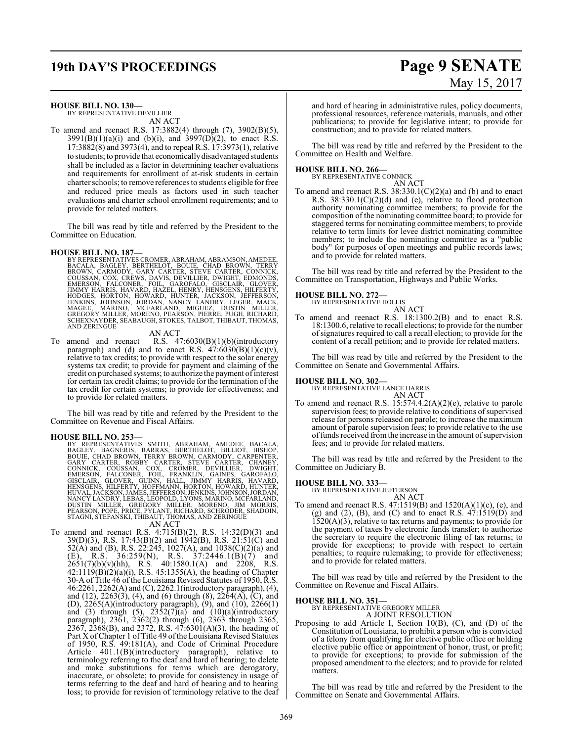**HOUSE BILL NO. 130—**
BY REPRESENTATIVE DEVILLIER
AN ACT

To amend and reenact R.S. 17:3882(4) through (7), 3902(B)(5), 3991(B)(1)(a)(i) and (b)(i), and 3997(D)(2), to enact R.S. 17:3882(8) and 3973(4), and to repeal R.S. 17:3973(1), relative to students; to provide that economically disadvantaged students shall be included as a factor in determining teacher evaluations and requirements for enrollment of at-risk students in certain charter schools; to remove references to students eligible for free and reduced price meals as factors used in such teacher evaluations and charter school enrollment requirements; and to provide for related matters.

The bill was read by title and referred by the President to the Committee on Education.

**HOUSE BILL NO. 187—**
BY REPRESENTATIVES CROMER, ABRAHAM, ABRAMSON, AMEDEE, BACALA, BAGLEY, BERTHELOT, BOUIE, CHAD BROWN, TERRY BROWN, CARMODY, GARY CARTER, STEVE CARTER, CONNICK, COUSSAN, COX, CREWS, DAVIS, DEVILLIER, DWIGHT, EDMONDS, EMERSON, FALCONER, FOIL, GAROFALO, GISCLAIR, GLOVER, JIMMY HARRIS, HAVARD, HAZEL, HENRY, HENSGENS, HILFERTY, HODGES, HORTON, HOWARD, HUNTER, JACKSON, JEFFERSON, JENKINS, JOHNSON, JORDAN, NANCY LANDRY, LEGER, MACK, MAGEE, MARINO, MCFARLAND, MIGUEZ, DUSTIN MILLER, GREGORY MILLER, MORENO, PEARSON, PIERRE, PUGH, RICHARD, SCHEXNAYDER, SEABAUGH, STOKES, TALBOT, THIBAUT, THOMAS, AND ZERINGUE
AN ACT

To amend and reenact R.S. 47:6030(B)(1)(b)(introductory paragraph) and (d) and to enact R.S. 47:6030(B)(1)(c)(v), relative to tax credits; to provide with respect to the solar energy systems tax credit; to provide for payment and claiming of the credit on purchased systems; to authorize the payment of interest for certain tax credit claims; to provide for the termination of the tax credit for certain systems; to provide for effectiveness; and to provide for related matters.

The bill was read by title and referred by the President to the Committee on Revenue and Fiscal Affairs.

**HOUSE BILL NO. 253—**
BY REPRESENTATIVES SMITH, ABRAHAM, AMEDEE, BACALA, BAGLEY, BAGNERIS, BARRAS, BERTHELOT, BILLIOT, BISHOP, BOUIE, CHAD BROWN, TERRY BROWN, CARMODY, CARPENTER, GARY CARTER, ROBBY CARTER, STEVE CARTER, CHANEY, CONNICK, COUSSAN, COX, CROMER, DEVILLIER, DWIGHT, EMERSON, FALCONER, FOIL, FRANKLIN, GAINES, GAROFALO, GISCLAIR, GLOVER, GUINN, HALL, JIMMY HARRIS, HAVARD, HENSGENS, HILFERTY, HOFFMANN, HORTON, HOWARD, HUNTER, HUVAL, JACKSON, JAMES, JEFFERSON, JENKINS, JOHNSON, JORDAN, NANCY LANDRY, LEBAS, LEOPOLD, LYONS, MARINO, MCFARLAND, DUSTIN MILLER, GREGORY MILLER, MORENO, JIM MORRIS, PEARSON, POPE, PRICE, PYLANT, RICHARD, SCHRODER, SHADOIN, STAGNI, STEFANSKI, THIBAUT, THOMAS, AND ZERINGUE
AN ACT

To amend and reenact R.S. 4:715(B)(2), R.S. 14:32(D)(3) and 39(D)(3), R.S. 17:43(B)(2) and 1942(B), R.S. 21:51(C) and 52(A) and (B), R.S. 22:245, 1027(A), and 1038(C)(2)(a) and (E), R.S. 36:259(N), R.S. 37:2446.1(B)(7) and 2651(7)(b)(v)(hh), R.S. 40:1580.1(A) and 2208, R.S. 42:1119(B)(2)(a)(i), R.S. 45:1355(A), the heading of Chapter 30-A of Title 46 of the Louisiana Revised Statutes of 1950, R.S. 46:2261, 2262(A) and (C), 2262.1(introductory paragraph), (4), and (12), 2263(3), (4), and (6) through (8), 2264(A), (C), and (D), 2265(A)(introductory paragraph), (9), and (10), 2266(1) and (3) through (5), 2352(7)(a) and (10)(a)(introductory paragraph), 2361, 2362(2) through (6), 2363 through 2365, 2367, 2368(B), and 2372, R.S. 47:6301(A)(3), the heading of Part X of Chapter 1 of Title 49 of the Louisiana Revised Statutes of 1950, R.S. 49:181(A), and Code of Criminal Procedure Article 401.1(B)(introductory paragraph), relative to terminology referring to the deaf and hard of hearing; to delete and make substitutions for terms which are derogatory, inaccurate, or obsolete; to provide for consistency in usage of terms referring to the deaf and hard of hearing and to hearing loss; to provide for revision of terminology relative to the deaf and hard of hearing in administrative rules, policy documents, professional resources, reference materials, manuals, and other publications; to provide for legislative intent; to provide for construction; and to provide for related matters.

The bill was read by title and referred by the President to the Committee on Health and Welfare.

**HOUSE BILL NO. 266—**
BY REPRESENTATIVE CONNICK
AN ACT

To amend and reenact R.S. 38:330.1(C)(2)(a) and (b) and to enact R.S. 38:330.1(C)(2)(d) and (e), relative to flood protection authority nominating committee members; to provide for the composition of the nominating committee board; to provide for staggered terms for nominating committee members; to provide relative to term limits for levee district nominating committee members; to include the nominating committee as a "public body" for purposes of open meetings and public records laws; and to provide for related matters.

The bill was read by title and referred by the President to the Committee on Transportation, Highways and Public Works.

**HOUSE BILL NO. 272—**
BY REPRESENTATIVE HOLLIS
AN ACT

To amend and reenact R.S. 18:1300.2(B) and to enact R.S. 18:1300.6, relative to recall elections; to provide for the number of signatures required to call a recall election; to provide for the content of a recall petition; and to provide for related matters.

The bill was read by title and referred by the President to the Committee on Senate and Governmental Affairs.

**HOUSE BILL NO. 302—**
BY REPRESENTATIVE LANCE HARRIS
AN ACT

To amend and reenact R.S. 15:574.4.2(A)(2)(e), relative to parole supervision fees; to provide relative to conditions of supervised release for persons released on parole; to increase the maximum amount of parole supervision fees; to provide relative to the use of funds received from the increase in the amount of supervision fees; and to provide for related matters.

The bill was read by title and referred by the President to the Committee on Judiciary B.

**HOUSE BILL NO. 333—**
BY REPRESENTATIVE JEFFERSON
AN ACT

To amend and reenact R.S. 47:1519(B) and 1520(A)(1)(c), (e), and (g) and (2), (B), and (C) and to enact R.S. 47:1519(D) and 1520(A)(3), relative to tax returns and payments; to provide for the payment of taxes by electronic funds transfer; to authorize the secretary to require the electronic filing of tax returns; to provide for exceptions; to provide with respect to certain penalties; to require rulemaking; to provide for effectiveness; and to provide for related matters.

The bill was read by title and referred by the President to the Committee on Revenue and Fiscal Affairs.

**HOUSE BILL NO. 351—**
BY REPRESENTATIVE GREGORY MILLER
A JOINT RESOLUTION

Proposing to add Article I, Section 10(B), (C), and (D) of the Constitution of Louisiana, to prohibit a person who is convicted of a felony from qualifying for elective public office or holding elective public office or appointment of honor, trust, or profit; to provide for exceptions; to provide for submission of the proposed amendment to the electors; and to provide for related matters.

The bill was read by title and referred by the President to the Committee on Senate and Governmental Affairs.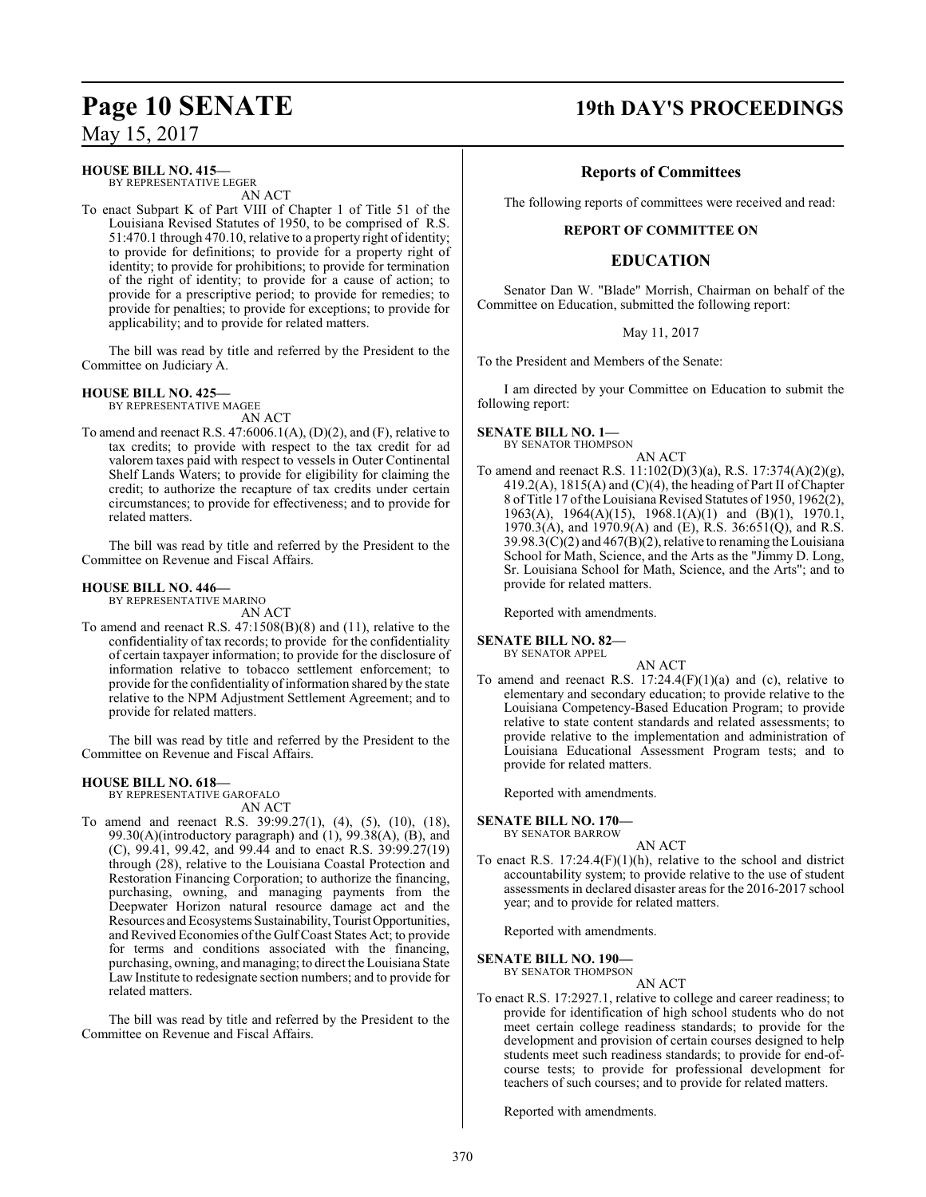**HOUSE BILL NO. 415—**
BY REPRESENTATIVE LEGER

AN ACT

To enact Subpart K of Part VIII of Chapter 1 of Title 51 of the Louisiana Revised Statutes of 1950, to be comprised of R.S. 51:470.1 through 470.10, relative to a property right of identity; to provide for definitions; to provide for a property right of identity; to provide for prohibitions; to provide for termination of the right of identity; to provide for a cause of action; to provide for a prescriptive period; to provide for remedies; to provide for penalties; to provide for exceptions; to provide for applicability; and to provide for related matters.

The bill was read by title and referred by the President to the Committee on Judiciary A.

**HOUSE BILL NO. 425—**
BY REPRESENTATIVE MAGEE

AN ACT

To amend and reenact R.S. 47:6006.1(A), (D)(2), and (F), relative to tax credits; to provide with respect to the tax credit for ad valorem taxes paid with respect to vessels in Outer Continental Shelf Lands Waters; to provide for eligibility for claiming the credit; to authorize the recapture of tax credits under certain circumstances; to provide for effectiveness; and to provide for related matters.

The bill was read by title and referred by the President to the Committee on Revenue and Fiscal Affairs.

**HOUSE BILL NO. 446—**
BY REPRESENTATIVE MARINO

AN ACT

To amend and reenact R.S. 47:1508(B)(8) and (11), relative to the confidentiality of tax records; to provide for the confidentiality of certain taxpayer information; to provide for the disclosure of information relative to tobacco settlement enforcement; to provide for the confidentiality of information shared by the state relative to the NPM Adjustment Settlement Agreement; and to provide for related matters.

The bill was read by title and referred by the President to the Committee on Revenue and Fiscal Affairs.

**HOUSE BILL NO. 618—**
BY REPRESENTATIVE GAROFALO

AN ACT

To amend and reenact R.S. 39:99.27(1), (4), (5), (10), (18), 99.30(A)(introductory paragraph) and (1), 99.38(A), (B), and (C), 99.41, 99.42, and 99.44 and to enact R.S. 39:99.27(19) through (28), relative to the Louisiana Coastal Protection and Restoration Financing Corporation; to authorize the financing, purchasing, owning, and managing payments from the Deepwater Horizon natural resource damage act and the Resources and Ecosystems Sustainability, Tourist Opportunities, and Revived Economies of the Gulf Coast States Act; to provide for terms and conditions associated with the financing, purchasing, owning, and managing; to direct the Louisiana State Law Institute to redesignate section numbers; and to provide for related matters.

The bill was read by title and referred by the President to the Committee on Revenue and Fiscal Affairs.

## Reports of Committees

The following reports of committees were received and read:

### REPORT OF COMMITTEE ON

### EDUCATION

Senator Dan W. "Blade" Morrish, Chairman on behalf of the Committee on Education, submitted the following report:

May 11, 2017

To the President and Members of the Senate:

I am directed by your Committee on Education to submit the following report:

**SENATE BILL NO. 1—**
BY SENATOR THOMPSON

AN ACT

To amend and reenact R.S. 11:102(D)(3)(a), R.S. 17:374(A)(2)(g), 419.2(A), 1815(A) and (C)(4), the heading of Part II of Chapter 8 of Title 17 of the Louisiana Revised Statutes of 1950, 1962(2), 1963(A), 1964(A)(15), 1968.1(A)(1) and (B)(1), 1970.1, 1970.3(A), and 1970.9(A) and (E), R.S. 36:651(Q), and R.S. 39.98.3(C)(2) and 467(B)(2), relative to renaming the Louisiana School for Math, Science, and the Arts as the "Jimmy D. Long, Sr. Louisiana School for Math, Science, and the Arts"; and to provide for related matters.

Reported with amendments.

**SENATE BILL NO. 82—**
BY SENATOR APPEL

AN ACT

To amend and reenact R.S. 17:24.4(F)(1)(a) and (c), relative to elementary and secondary education; to provide relative to the Louisiana Competency-Based Education Program; to provide relative to state content standards and related assessments; to provide relative to the implementation and administration of Louisiana Educational Assessment Program tests; and to provide for related matters.

Reported with amendments.

**SENATE BILL NO. 170—**
BY SENATOR BARROW

AN ACT

To enact R.S. 17:24.4(F)(1)(h), relative to the school and district accountability system; to provide relative to the use of student assessments in declared disaster areas for the 2016-2017 school year; and to provide for related matters.

Reported with amendments.

**SENATE BILL NO. 190—**
BY SENATOR THOMPSON

AN ACT

To enact R.S. 17:2927.1, relative to college and career readiness; to provide for identification of high school students who do not meet certain college readiness standards; to provide for the development and provision of certain courses designed to help students meet such readiness standards; to provide for end-of-course tests; to provide for professional development for teachers of such courses; and to provide for related matters.

Reported with amendments.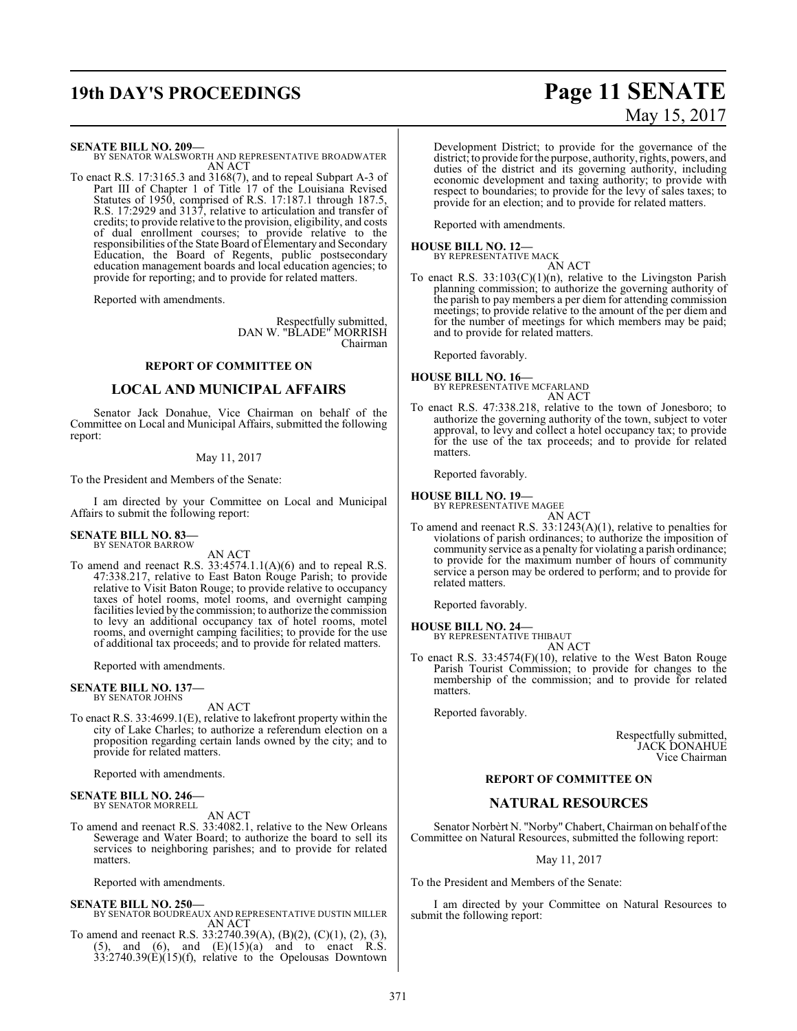**SENATE BILL NO. 209—**
BY SENATOR WALSWORTH AND REPRESENTATIVE BROADWATER
AN ACT

To enact R.S. 17:3165.3 and 3168(7), and to repeal Subpart A-3 of Part III of Chapter 1 of Title 17 of the Louisiana Revised Statutes of 1950, comprised of R.S. 17:187.1 through 187.5, R.S. 17:2929 and 3137, relative to articulation and transfer of credits; to provide relative to the provision, eligibility, and costs of dual enrollment courses; to provide relative to the responsibilities of the State Board of Elementary and Secondary Education, the Board of Regents, public postsecondary education management boards and local education agencies; to provide for reporting; and to provide for related matters.

Reported with amendments.

Respectfully submitted,
DAN W. "BLADE" MORRISH
Chairman

## REPORT OF COMMITTEE ON

## LOCAL AND MUNICIPAL AFFAIRS

Senator Jack Donahue, Vice Chairman on behalf of the Committee on Local and Municipal Affairs, submitted the following report:

May 11, 2017

To the President and Members of the Senate:

I am directed by your Committee on Local and Municipal Affairs to submit the following report:

**SENATE BILL NO. 83—**
BY SENATOR BARROW
AN ACT

To amend and reenact R.S. 33:4574.1.1(A)(6) and to repeal R.S. 47:338.217, relative to East Baton Rouge Parish; to provide relative to Visit Baton Rouge; to provide relative to occupancy taxes of hotel rooms, motel rooms, and overnight camping facilities levied by the commission; to authorize the commission to levy an additional occupancy tax of hotel rooms, motel rooms, and overnight camping facilities; to provide for the use of additional tax proceeds; and to provide for related matters.

Reported with amendments.

**SENATE BILL NO. 137—**
BY SENATOR JOHNS
AN ACT

To enact R.S. 33:4699.1(E), relative to lakefront property within the city of Lake Charles; to authorize a referendum election on a proposition regarding certain lands owned by the city; and to provide for related matters.

Reported with amendments.

**SENATE BILL NO. 246—**
BY SENATOR MORRELL
AN ACT

To amend and reenact R.S. 33:4082.1, relative to the New Orleans Sewerage and Water Board; to authorize the board to sell its services to neighboring parishes; and to provide for related matters.

Reported with amendments.

**SENATE BILL NO. 250—**
BY SENATOR BOUDREAUX AND REPRESENTATIVE DUSTIN MILLER
AN ACT

To amend and reenact R.S. 33:2740.39(A), (B)(2), (C)(1), (2), (3), (5), and (6), and (E)(15)(a) and to enact R.S. 33:2740.39(E)(15)(f), relative to the Opelousas Downtown Development District; to provide for the governance of the district; to provide for the purpose, authority, rights, powers, and duties of the district and its governing authority, including economic development and taxing authority; to provide with respect to boundaries; to provide for the levy of sales taxes; to provide for an election; and to provide for related matters.

Reported with amendments.

**HOUSE BILL NO. 12—**
BY REPRESENTATIVE MACK
AN ACT

To enact R.S. 33:103(C)(1)(n), relative to the Livingston Parish planning commission; to authorize the governing authority of the parish to pay members a per diem for attending commission meetings; to provide relative to the amount of the per diem and for the number of meetings for which members may be paid; and to provide for related matters.

Reported favorably.

**HOUSE BILL NO. 16—**
BY REPRESENTATIVE MCFARLAND
AN ACT

To enact R.S. 47:338.218, relative to the town of Jonesboro; to authorize the governing authority of the town, subject to voter approval, to levy and collect a hotel occupancy tax; to provide for the use of the tax proceeds; and to provide for related matters.

Reported favorably.

**HOUSE BILL NO. 19—**
BY REPRESENTATIVE MAGEE
AN ACT

To amend and reenact R.S. 33:1243(A)(1), relative to penalties for violations of parish ordinances; to authorize the imposition of community service as a penalty for violating a parish ordinance; to provide for the maximum number of hours of community service a person may be ordered to perform; and to provide for related matters.

Reported favorably.

**HOUSE BILL NO. 24—**
BY REPRESENTATIVE THIBAUT
AN ACT

To enact R.S. 33:4574(F)(10), relative to the West Baton Rouge Parish Tourist Commission; to provide for changes to the membership of the commission; and to provide for related matters.

Reported favorably.

Respectfully submitted,
JACK DONAHUE
Vice Chairman

## REPORT OF COMMITTEE ON

## NATURAL RESOURCES

Senator Norbèrt N. "Norby" Chabert, Chairman on behalf of the Committee on Natural Resources, submitted the following report:

May 11, 2017

To the President and Members of the Senate:

I am directed by your Committee on Natural Resources to submit the following report: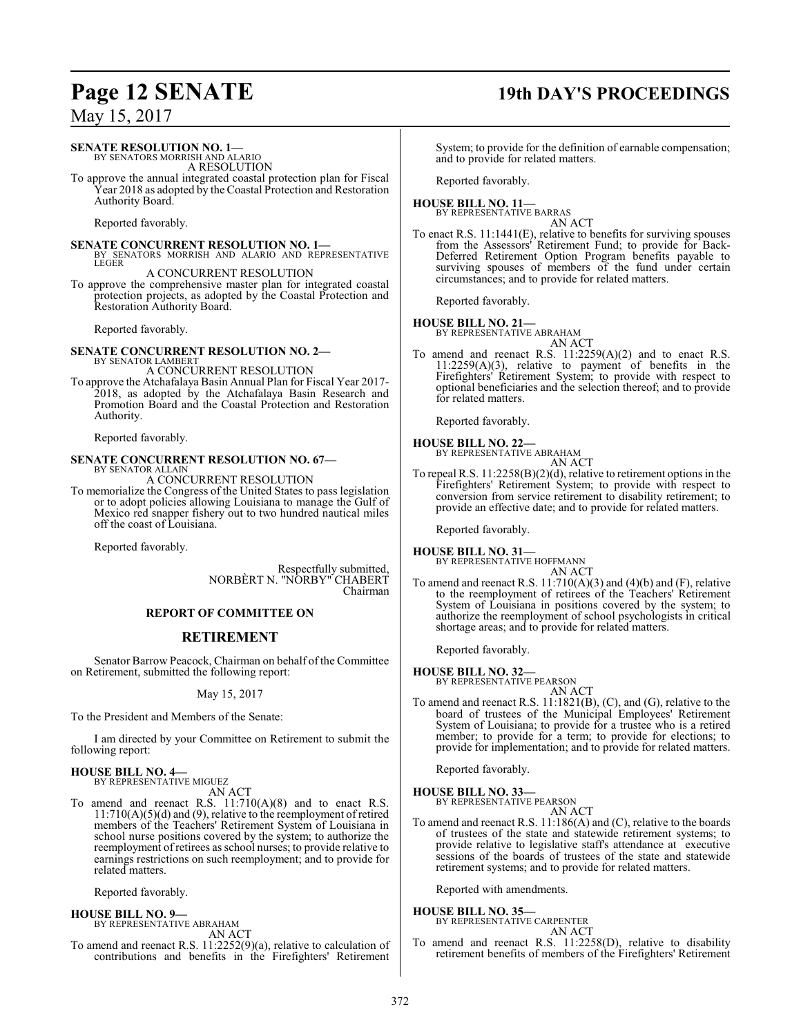**SENATE RESOLUTION NO. 1—**
BY SENATORS MORRISH AND ALARIO
A RESOLUTION

To approve the annual integrated coastal protection plan for Fiscal Year 2018 as adopted by the Coastal Protection and Restoration Authority Board.

Reported favorably.

**SENATE CONCURRENT RESOLUTION NO. 1—**
BY SENATORS MORRISH AND ALARIO AND REPRESENTATIVE LEGER
A CONCURRENT RESOLUTION

To approve the comprehensive master plan for integrated coastal protection projects, as adopted by the Coastal Protection and Restoration Authority Board.

Reported favorably.

**SENATE CONCURRENT RESOLUTION NO. 2—**
BY SENATOR LAMBERT
A CONCURRENT RESOLUTION

To approve the Atchafalaya Basin Annual Plan for Fiscal Year 2017-2018, as adopted by the Atchafalaya Basin Research and Promotion Board and the Coastal Protection and Restoration Authority.

Reported favorably.

**SENATE CONCURRENT RESOLUTION NO. 67—**
BY SENATOR ALLAIN
A CONCURRENT RESOLUTION

To memorialize the Congress of the United States to pass legislation or to adopt policies allowing Louisiana to manage the Gulf of Mexico red snapper fishery out to two hundred nautical miles off the coast of Louisiana.

Reported favorably.

Respectfully submitted,
NORBÈRT N. "NORBY" CHABERT
Chairman

**REPORT OF COMMITTEE ON**

## RETIREMENT

Senator Barrow Peacock, Chairman on behalf of the Committee on Retirement, submitted the following report:

May 15, 2017

To the President and Members of the Senate:

I am directed by your Committee on Retirement to submit the following report:

**HOUSE BILL NO. 4—**
BY REPRESENTATIVE MIGUEZ
AN ACT

To amend and reenact R.S. 11:710(A)(8) and to enact R.S. 11:710(A)(5)(d) and (9), relative to the reemployment of retired members of the Teachers' Retirement System of Louisiana in school nurse positions covered by the system; to authorize the reemployment of retirees as school nurses; to provide relative to earnings restrictions on such reemployment; and to provide for related matters.

Reported favorably.

**HOUSE BILL NO. 9—**
BY REPRESENTATIVE ABRAHAM
AN ACT

To amend and reenact R.S. 11:2252(9)(a), relative to calculation of contributions and benefits in the Firefighters' Retirement System; to provide for the definition of earnable compensation; and to provide for related matters.

Reported favorably.

**HOUSE BILL NO. 11—**
BY REPRESENTATIVE BARRAS
AN ACT

To enact R.S. 11:1441(E), relative to benefits for surviving spouses from the Assessors' Retirement Fund; to provide for Back-Deferred Retirement Option Program benefits payable to surviving spouses of members of the fund under certain circumstances; and to provide for related matters.

Reported favorably.

**HOUSE BILL NO. 21—**
BY REPRESENTATIVE ABRAHAM
AN ACT

To amend and reenact R.S. 11:2259(A)(2) and to enact R.S. 11:2259(A)(3), relative to payment of benefits in the Firefighters' Retirement System; to provide with respect to optional beneficiaries and the selection thereof; and to provide for related matters.

Reported favorably.

**HOUSE BILL NO. 22—**
BY REPRESENTATIVE ABRAHAM
AN ACT

To repeal R.S. 11:2258(B)(2)(d), relative to retirement options in the Firefighters' Retirement System; to provide with respect to conversion from service retirement to disability retirement; to provide an effective date; and to provide for related matters.

Reported favorably.

**HOUSE BILL NO. 31—**
BY REPRESENTATIVE HOFFMANN
AN ACT

To amend and reenact R.S. 11:710(A)(3) and (4)(b) and (F), relative to the reemployment of retirees of the Teachers' Retirement System of Louisiana in positions covered by the system; to authorize the reemployment of school psychologists in critical shortage areas; and to provide for related matters.

Reported favorably.

**HOUSE BILL NO. 32—**
BY REPRESENTATIVE PEARSON
AN ACT

To amend and reenact R.S. 11:1821(B), (C), and (G), relative to the board of trustees of the Municipal Employees' Retirement System of Louisiana; to provide for a trustee who is a retired member; to provide for a term; to provide for elections; to provide for implementation; and to provide for related matters.

Reported favorably.

**HOUSE BILL NO. 33—**
BY REPRESENTATIVE PEARSON
AN ACT

To amend and reenact R.S. 11:186(A) and (C), relative to the boards of trustees of the state and statewide retirement systems; to provide relative to legislative staff's attendance at executive sessions of the boards of trustees of the state and statewide retirement systems; and to provide for related matters.

Reported with amendments.

**HOUSE BILL NO. 35—**
BY REPRESENTATIVE CARPENTER
AN ACT

To amend and reenact R.S. 11:2258(D), relative to disability retirement benefits of members of the Firefighters' Retirement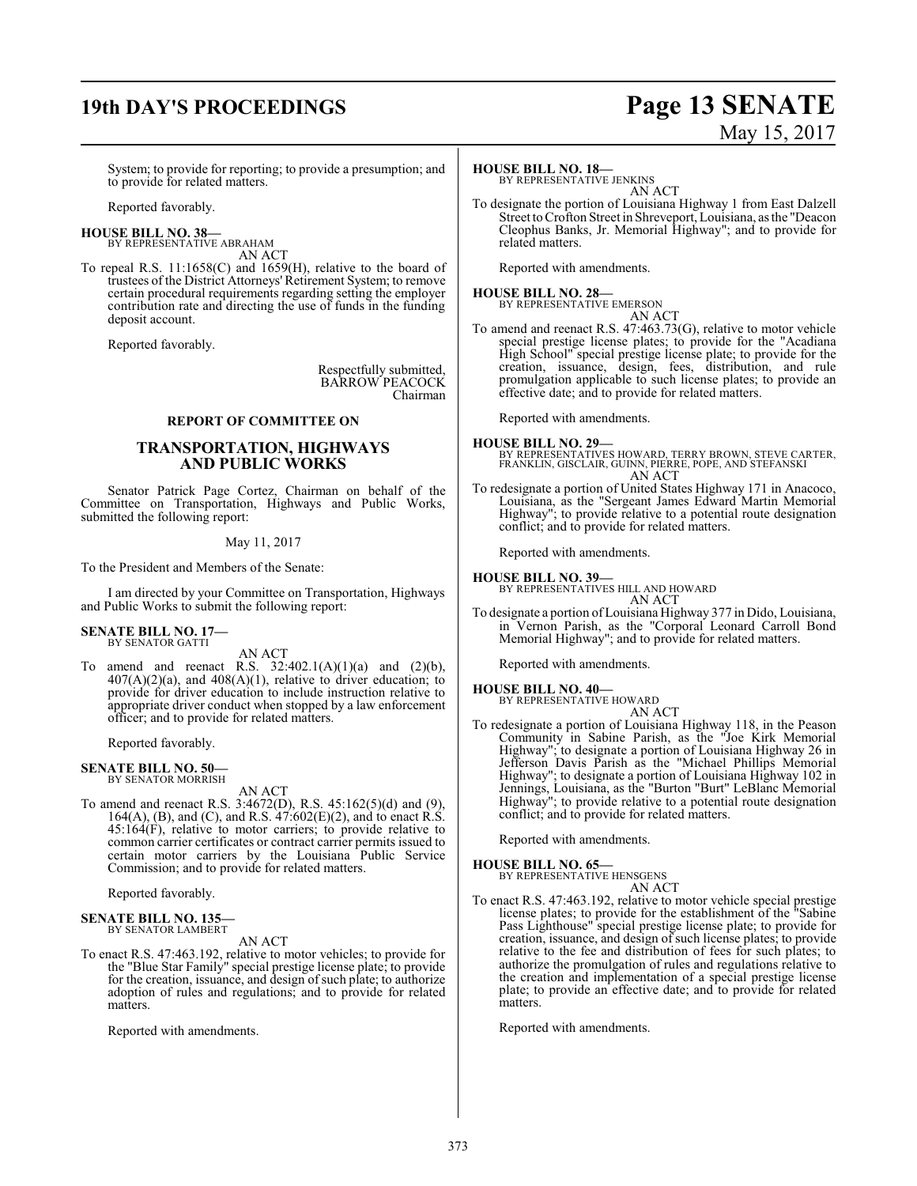System; to provide for reporting; to provide a presumption; and to provide for related matters.

Reported favorably.

**HOUSE BILL NO. 38—**
BY REPRESENTATIVE ABRAHAM
AN ACT

To repeal R.S. 11:1658(C) and 1659(H), relative to the board of trustees of the District Attorneys' Retirement System; to remove certain procedural requirements regarding setting the employer contribution rate and directing the use of funds in the funding deposit account.

Reported favorably.

Respectfully submitted,
BARROW PEACOCK
Chairman

## REPORT OF COMMITTEE ON

## TRANSPORTATION, HIGHWAYS AND PUBLIC WORKS

Senator Patrick Page Cortez, Chairman on behalf of the Committee on Transportation, Highways and Public Works, submitted the following report:

May 11, 2017

To the President and Members of the Senate:

I am directed by your Committee on Transportation, Highways and Public Works to submit the following report:

**SENATE BILL NO. 17—**
BY SENATOR GATTI
AN ACT

To amend and reenact R.S. 32:402.1(A)(1)(a) and (2)(b), 407(A)(2)(a), and 408(A)(1), relative to driver education; to provide for driver education to include instruction relative to appropriate driver conduct when stopped by a law enforcement officer; and to provide for related matters.

Reported favorably.

**SENATE BILL NO. 50—**
BY SENATOR MORRISH
AN ACT

To amend and reenact R.S. 3:4672(D), R.S. 45:162(5)(d) and (9), 164(A), (B), and (C), and R.S. 47:602(E)(2), and to enact R.S. 45:164(F), relative to motor carriers; to provide relative to common carrier certificates or contract carrier permits issued to certain motor carriers by the Louisiana Public Service Commission; and to provide for related matters.

Reported favorably.

**SENATE BILL NO. 135—**
BY SENATOR LAMBERT
AN ACT

To enact R.S. 47:463.192, relative to motor vehicles; to provide for the "Blue Star Family" special prestige license plate; to provide for the creation, issuance, and design of such plate; to authorize adoption of rules and regulations; and to provide for related matters.

Reported with amendments.

**HOUSE BILL NO. 18—**
BY REPRESENTATIVE JENKINS
AN ACT

To designate the portion of Louisiana Highway 1 from East Dalzell Street to Crofton Street in Shreveport, Louisiana, as the "Deacon Cleophus Banks, Jr. Memorial Highway"; and to provide for related matters.

Reported with amendments.

**HOUSE BILL NO. 28—**
BY REPRESENTATIVE EMERSON
AN ACT

To amend and reenact R.S. 47:463.73(G), relative to motor vehicle special prestige license plates; to provide for the "Acadiana High School" special prestige license plate; to provide for the creation, issuance, design, fees, distribution, and rule promulgation applicable to such license plates; to provide an effective date; and to provide for related matters.

Reported with amendments.

**HOUSE BILL NO. 29—**
BY REPRESENTATIVES HOWARD, TERRY BROWN, STEVE CARTER, FRANKLIN, GISCLAIR, GUINN, PIERRE, POPE, AND STEFANSKI
AN ACT

To redesignate a portion of United States Highway 171 in Anacoco, Louisiana, as the "Sergeant James Edward Martin Memorial Highway"; to provide relative to a potential route designation conflict; and to provide for related matters.

Reported with amendments.

**HOUSE BILL NO. 39—**
BY REPRESENTATIVES HILL AND HOWARD
AN ACT

To designate a portion of Louisiana Highway 377 in Dido, Louisiana, in Vernon Parish, as the "Corporal Leonard Carroll Bond Memorial Highway"; and to provide for related matters.

Reported with amendments.

**HOUSE BILL NO. 40—**
BY REPRESENTATIVE HOWARD
AN ACT

To redesignate a portion of Louisiana Highway 118, in the Peason Community in Sabine Parish, as the "Joe Kirk Memorial Highway"; to designate a portion of Louisiana Highway 26 in Jefferson Davis Parish as the "Michael Phillips Memorial Highway"; to designate a portion of Louisiana Highway 102 in Jennings, Louisiana, as the "Burton "Burt" LeBlanc Memorial Highway"; to provide relative to a potential route designation conflict; and to provide for related matters.

Reported with amendments.

**HOUSE BILL NO. 65—**
BY REPRESENTATIVE HENSGENS
AN ACT

To enact R.S. 47:463.192, relative to motor vehicle special prestige license plates; to provide for the establishment of the "Sabine Pass Lighthouse" special prestige license plate; to provide for creation, issuance, and design of such license plates; to provide relative to the fee and distribution of fees for such plates; to authorize the promulgation of rules and regulations relative to the creation and implementation of a special prestige license plate; to provide an effective date; and to provide for related matters.

Reported with amendments.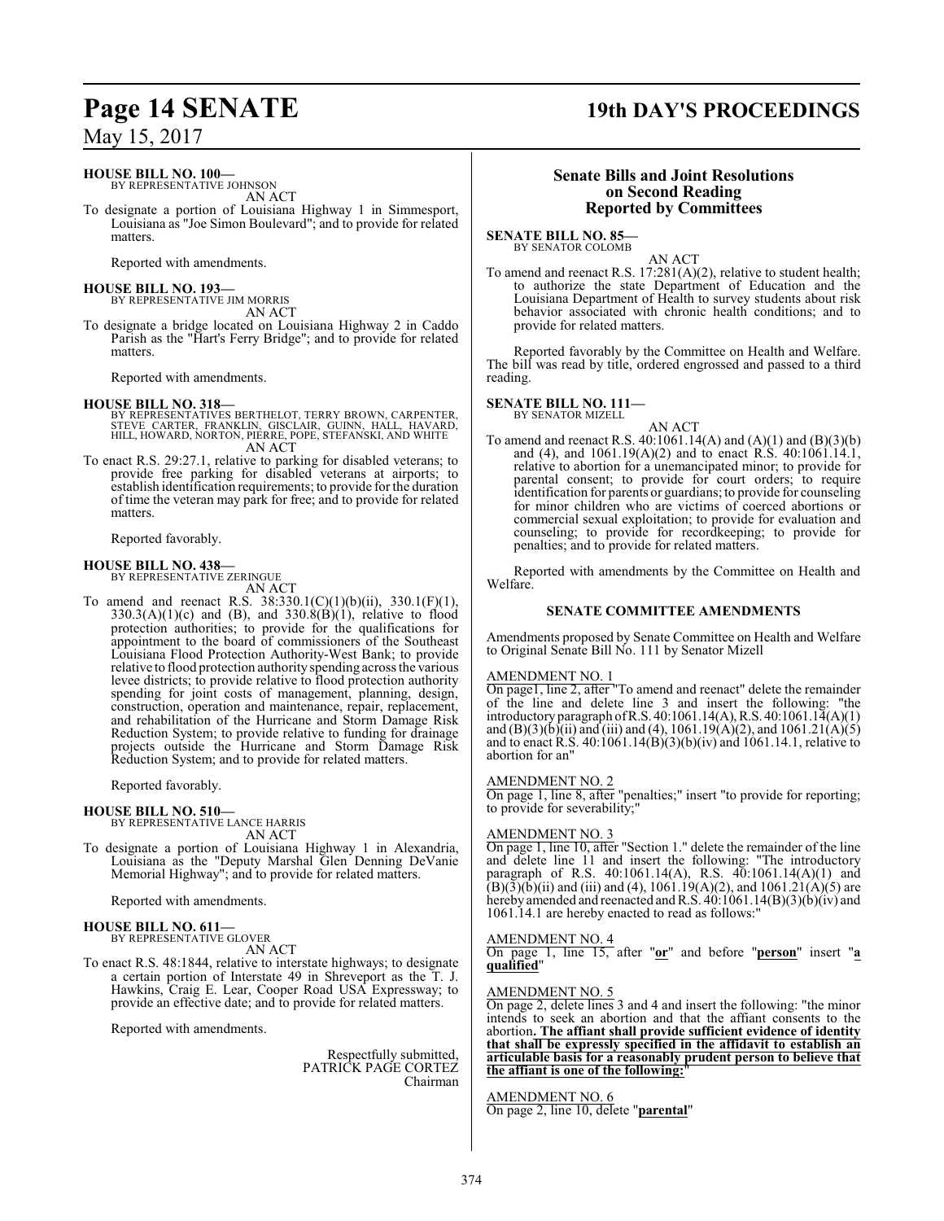**HOUSE BILL NO. 100—**
BY REPRESENTATIVE JOHNSON
AN ACT

To designate a portion of Louisiana Highway 1 in Simmesport, Louisiana as "Joe Simon Boulevard"; and to provide for related matters.

Reported with amendments.

**HOUSE BILL NO. 193—**
BY REPRESENTATIVE JIM MORRIS
AN ACT

To designate a bridge located on Louisiana Highway 2 in Caddo Parish as the "Hart's Ferry Bridge"; and to provide for related matters.

Reported with amendments.

**HOUSE BILL NO. 318—**
BY REPRESENTATIVES BERTHELOT, TERRY BROWN, CARPENTER, STEVE CARTER, FRANKLIN, GISCLAIR, GUINN, HALL, HAVARD, HILL, HOWARD, NORTON, PIERRE, POPE, STEFANSKI, AND WHITE
AN ACT

To enact R.S. 29:27.1, relative to parking for disabled veterans; to provide free parking for disabled veterans at airports; to establish identification requirements; to provide for the duration of time the veteran may park for free; and to provide for related matters.

Reported favorably.

**HOUSE BILL NO. 438—**
BY REPRESENTATIVE ZERINGUE
AN ACT

To amend and reenact R.S. 38:330.1(C)(1)(b)(ii), 330.1(F)(1), 330.3(A)(1)(c) and (B), and 330.8(B)(1), relative to flood protection authorities; to provide for the qualifications for appointment to the board of commissioners of the Southeast Louisiana Flood Protection Authority-West Bank; to provide relative to flood protection authority spending across the various levee districts; to provide relative to flood protection authority spending for joint costs of management, planning, design, construction, operation and maintenance, repair, replacement, and rehabilitation of the Hurricane and Storm Damage Risk Reduction System; to provide relative to funding for drainage projects outside the Hurricane and Storm Damage Risk Reduction System; and to provide for related matters.

Reported favorably.

**HOUSE BILL NO. 510—**
BY REPRESENTATIVE LANCE HARRIS
AN ACT

To designate a portion of Louisiana Highway 1 in Alexandria, Louisiana as the "Deputy Marshal Glen Denning DeVanie Memorial Highway"; and to provide for related matters.

Reported with amendments.

**HOUSE BILL NO. 611—**
BY REPRESENTATIVE GLOVER
AN ACT

To enact R.S. 48:1844, relative to interstate highways; to designate a certain portion of Interstate 49 in Shreveport as the T. J. Hawkins, Craig E. Lear, Cooper Road USA Expressway; to provide an effective date; and to provide for related matters.

Reported with amendments.

Respectfully submitted,
PATRICK PAGE CORTEZ
Chairman

## Senate Bills and Joint Resolutions on Second Reading Reported by Committees

**SENATE BILL NO. 85—**
BY SENATOR COLOMB
AN ACT

To amend and reenact R.S. 17:281(A)(2), relative to student health; to authorize the state Department of Education and the Louisiana Department of Health to survey students about risk behavior associated with chronic health conditions; and to provide for related matters.

Reported favorably by the Committee on Health and Welfare. The bill was read by title, ordered engrossed and passed to a third reading.

**SENATE BILL NO. 111—**
BY SENATOR MIZELL
AN ACT

To amend and reenact R.S. 40:1061.14(A) and (A)(1) and (B)(3)(b) and (4), and 1061.19(A)(2) and to enact R.S. 40:1061.14.1, relative to abortion for a unemancipated minor; to provide for parental consent; to provide for court orders; to require identification for parents or guardians; to provide for counseling for minor children who are victims of coerced abortions or commercial sexual exploitation; to provide for evaluation and counseling; to provide for recordkeeping; to provide for penalties; and to provide for related matters.

Reported with amendments by the Committee on Health and Welfare.

### SENATE COMMITTEE AMENDMENTS

Amendments proposed by Senate Committee on Health and Welfare to Original Senate Bill No. 111 by Senator Mizell

AMENDMENT NO. 1
On page1, line 2, after "To amend and reenact" delete the remainder of the line and delete line 3 and insert the following: "the introductory paragraph of R.S. 40:1061.14(A), R.S. 40:1061.14(A)(1) and (B)(3)(b)(ii) and (iii) and (4), 1061.19(A)(2), and 1061.21(A)(5) and to enact R.S. 40:1061.14(B)(3)(b)(iv) and 1061.14.1, relative to abortion for an"

AMENDMENT NO. 2
On page 1, line 8, after "penalties;" insert "to provide for reporting; to provide for severability;"

AMENDMENT NO. 3
On page 1, line 10, after "Section 1." delete the remainder of the line and delete line 11 and insert the following: "The introductory paragraph of R.S. 40:1061.14(A), R.S. 40:1061.14(A)(1) and (B)(3)(b)(ii) and (iii) and (4), 1061.19(A)(2), and 1061.21(A)(5) are hereby amended and reenacted and R.S. 40:1061.14(B)(3)(b)(iv) and 1061.14.1 are hereby enacted to read as follows:"

AMENDMENT NO. 4
On page 1, line 15, after "**or**" and before "**person**" insert "**a qualified**"

AMENDMENT NO. 5
On page 2, delete lines 3 and 4 and insert the following: "the minor intends to seek an abortion and that the affiant consents to the abortion**. The affiant shall provide sufficient evidence of identity that shall be expressly specified in the affidavit to establish an articulable basis for a reasonably prudent person to believe that the affiant is one of the following:**"

AMENDMENT NO. 6
On page 2, line 10, delete "**parental**"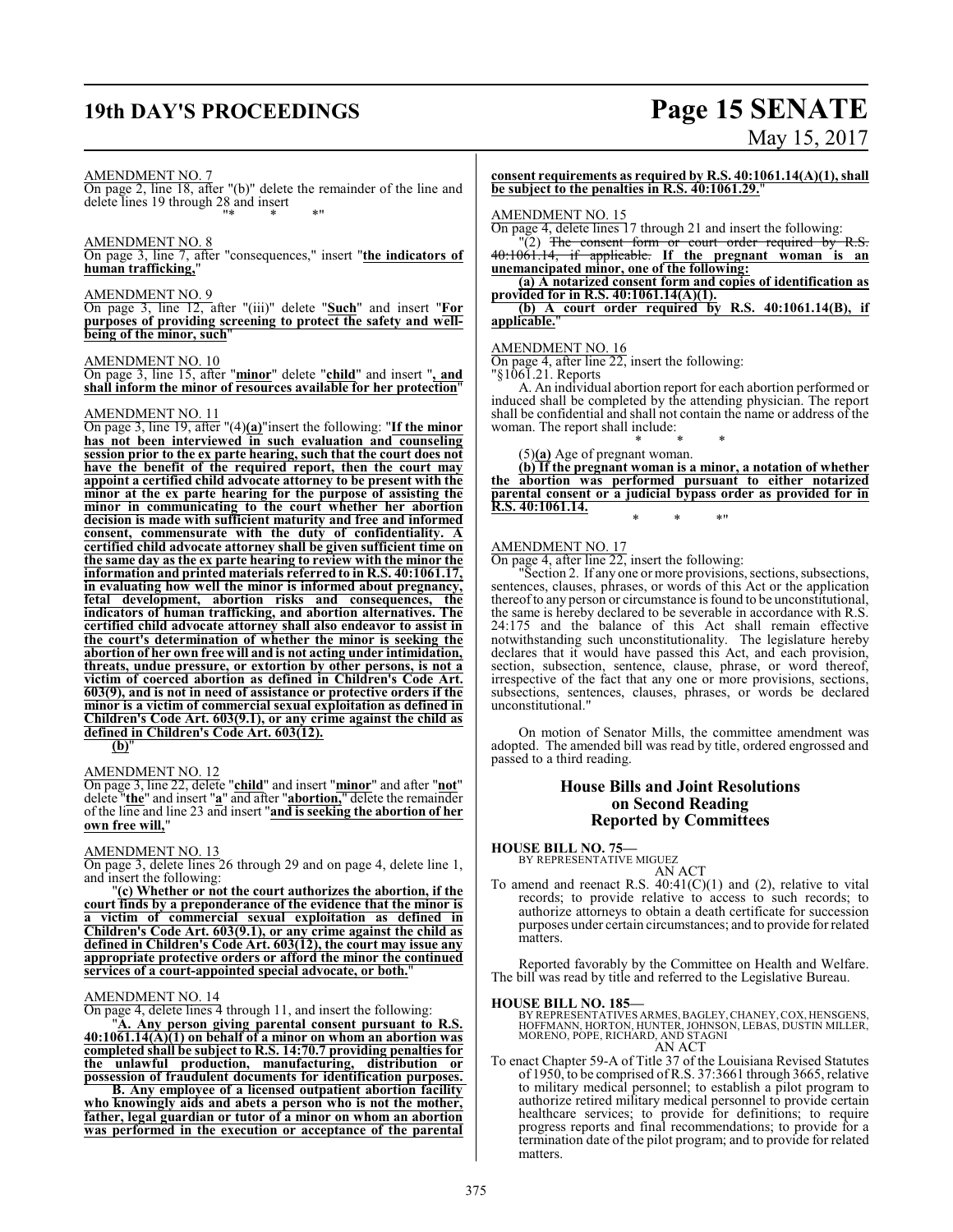AMENDMENT NO. 7

On page 2, line 18, after "(b)" delete the remainder of the line and delete lines 19 through 28 and insert

"* * *"

AMENDMENT NO. 8

On page 3, line 7, after "consequences," insert "**the indicators of human trafficking,**"

AMENDMENT NO. 9

On page 3, line 12, after "(iii)" delete "**Such**" and insert "**For purposes of providing screening to protect the safety and well-being of the minor, such**"

AMENDMENT NO. 10

On page 3, line 15, after "**minor**" delete "**child**" and insert "**, and shall inform the minor of resources available for her protection**"

AMENDMENT NO. 11

On page 3, line 19, after "(4)**(a)**"insert the following: "**If the minor has not been interviewed in such evaluation and counseling session prior to the ex parte hearing, such that the court does not have the benefit of the required report, then the court may appoint a certified child advocate attorney to be present with the minor at the ex parte hearing for the purpose of assisting the minor in communicating to the court whether her abortion decision is made with sufficient maturity and free and informed consent, commensurate with the duty of confidentiality. A certified child advocate attorney shall be given sufficient time on the same day as the ex parte hearing to review with the minor the information and printed materials referred to in R.S. 40:1061.17, in evaluating how well the minor is informed about pregnancy, fetal development, abortion risks and consequences, the indicators of human trafficking, and abortion alternatives. The certified child advocate attorney shall also endeavor to assist in the court's determination of whether the minor is seeking the abortion of her own free will and is not acting under intimidation, threats, undue pressure, or extortion by other persons, is not a victim of coerced abortion as defined in Children's Code Art. 603(9), and is not in need of assistance or protective orders if the minor is a victim of commercial sexual exploitation as defined in Children's Code Art. 603(9.1), or any crime against the child as defined in Children's Code Art. 603(12).**

**(b)**"

AMENDMENT NO. 12

On page 3, line 22, delete "**child**" and insert "**minor**" and after "**not**" delete "**the**" and insert "**a**" and after "**abortion,**" delete the remainder of the line and line 23 and insert "**and is seeking the abortion of her own free will,**"

AMENDMENT NO. 13

On page 3, delete lines 26 through 29 and on page 4, delete line 1, and insert the following:

"**(c) Whether or not the court authorizes the abortion, if the court finds by a preponderance of the evidence that the minor is a victim of commercial sexual exploitation as defined in Children's Code Art. 603(9.1), or any crime against the child as defined in Children's Code Art. 603(12), the court may issue any appropriate protective orders or afford the minor the continued services of a court-appointed special advocate, or both.**"

AMENDMENT NO. 14

On page 4, delete lines 4 through 11, and insert the following:

"**A. Any person giving parental consent pursuant to R.S. 40:1061.14(A)(1) on behalf of a minor on whom an abortion was completed shall be subject to R.S. 14:70.7 providing penalties for the unlawful production, manufacturing, distribution or possession of fraudulent documents for identification purposes.**

**B. Any employee of a licensed outpatient abortion facility who knowingly aids and abets a person who is not the mother, father, legal guardian or tutor of a minor on whom an abortion was performed in the execution or acceptance of the parental consent requirements as required by R.S. 40:1061.14(A)(1), shall be subject to the penalties in R.S. 40:1061.29.**"

AMENDMENT NO. 15

On page 4, delete lines 17 through 21 and insert the following:

"(2) ~~The consent form or court order required by R.S. 40:1061.14, if applicable.~~ **If the pregnant woman is an unemancipated minor, one of the following:**

**(a) A notarized consent form and copies of identification as provided for in R.S. 40:1061.14(A)(1).**

**(b) A court order required by R.S. 40:1061.14(B), if applicable.**"

AMENDMENT NO. 16

On page 4, after line 22, insert the following:

"§1061.21. Reports

A. An individual abortion report for each abortion performed or induced shall be completed by the attending physician. The report shall be confidential and shall not contain the name or address of the woman. The report shall include:

\* \* \*

(5)**(a)** Age of pregnant woman.

**(b) If the pregnant woman is a minor, a notation of whether the abortion was performed pursuant to either notarized parental consent or a judicial bypass order as provided for in R.S. 40:1061.14.**

\* \* \*"

AMENDMENT NO. 17

On page 4, after line 22, insert the following:

"Section 2. If any one or more provisions, sections, subsections, sentences, clauses, phrases, or words of this Act or the application thereof to any person or circumstance is found to be unconstitutional, the same is hereby declared to be severable in accordance with R.S. 24:175 and the balance of this Act shall remain effective notwithstanding such unconstitutionality. The legislature hereby declares that it would have passed this Act, and each provision, section, subsection, sentence, clause, phrase, or word thereof, irrespective of the fact that any one or more provisions, sections, subsections, sentences, clauses, phrases, or words be declared unconstitutional."

On motion of Senator Mills, the committee amendment was adopted. The amended bill was read by title, ordered engrossed and passed to a third reading.

## House Bills and Joint Resolutions on Second Reading Reported by Committees

**HOUSE BILL NO. 75—**
BY REPRESENTATIVE MIGUEZ

AN ACT

To amend and reenact R.S. 40:41(C)(1) and (2), relative to vital records; to provide relative to access to such records; to authorize attorneys to obtain a death certificate for succession purposes under certain circumstances; and to provide for related matters.

Reported favorably by the Committee on Health and Welfare. The bill was read by title and referred to the Legislative Bureau.

**HOUSE BILL NO. 185—**
BY REPRESENTATIVES ARMES, BAGLEY, CHANEY, COX, HENSGENS, HOFFMANN, HORTON, HUNTER, JOHNSON, LEBAS, DUSTIN MILLER, MORENO, POPE, RICHARD, AND STAGNI

AN ACT

To enact Chapter 59-A of Title 37 of the Louisiana Revised Statutes of 1950, to be comprised of R.S. 37:3661 through 3665, relative to military medical personnel; to establish a pilot program to authorize retired military medical personnel to provide certain healthcare services; to provide for definitions; to require progress reports and final recommendations; to provide for a termination date of the pilot program; and to provide for related matters.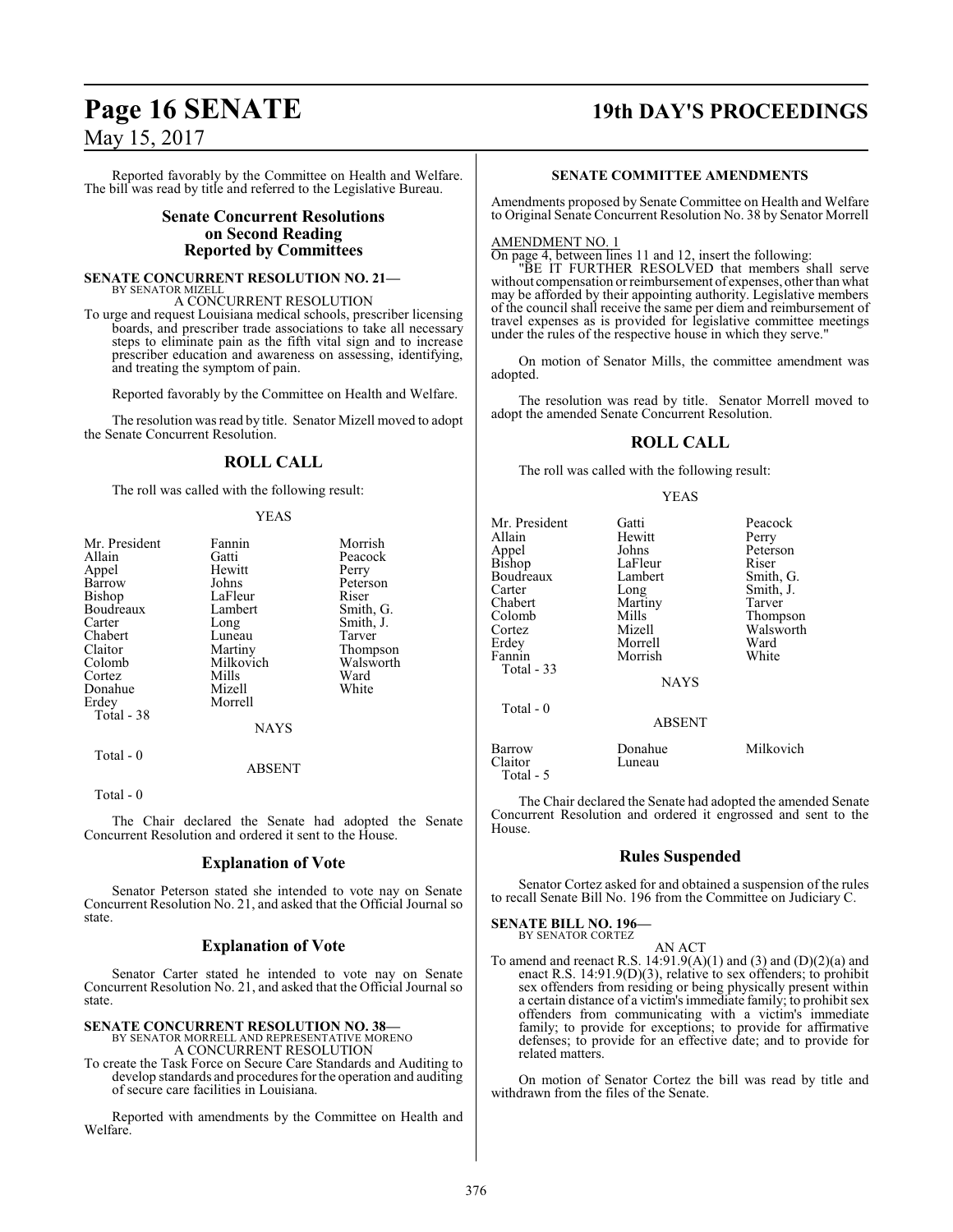Reported favorably by the Committee on Health and Welfare. The bill was read by title and referred to the Legislative Bureau.

## Senate Concurrent Resolutions on Second Reading Reported by Committees

**SENATE CONCURRENT RESOLUTION NO. 21—**
BY SENATOR MIZELL
A CONCURRENT RESOLUTION

To urge and request Louisiana medical schools, prescriber licensing boards, and prescriber trade associations to take all necessary steps to eliminate pain as the fifth vital sign and to increase prescriber education and awareness on assessing, identifying, and treating the symptom of pain.

Reported favorably by the Committee on Health and Welfare.

The resolution was read by title. Senator Mizell moved to adopt the Senate Concurrent Resolution.

### ROLL CALL

The roll was called with the following result:

YEAS

| | | |
|---|---|---|
| Mr. President | Fannin | Morrish |
| Allain | Gatti | Peacock |
| Appel | Hewitt | Perry |
| Barrow | Johns | Peterson |
| Bishop | LaFleur | Riser |
| Boudreaux | Lambert | Smith, G. |
| Carter | Long | Smith, J. |
| Chabert | Luneau | Tarver |
| Claitor | Martiny | Thompson |
| Colomb | Milkovich | Walsworth |
| Cortez | Mills | Ward |
| Donahue | Mizell | White |
| Erdey | Morrell | |

Total - 38

NAYS

Total - 0

ABSENT

Total - 0

The Chair declared the Senate had adopted the Senate Concurrent Resolution and ordered it sent to the House.

### Explanation of Vote

Senator Peterson stated she intended to vote nay on Senate Concurrent Resolution No. 21, and asked that the Official Journal so state.

### Explanation of Vote

Senator Carter stated he intended to vote nay on Senate Concurrent Resolution No. 21, and asked that the Official Journal so state.

**SENATE CONCURRENT RESOLUTION NO. 38—**
BY SENATOR MORRELL AND REPRESENTATIVE MORENO
A CONCURRENT RESOLUTION

To create the Task Force on Secure Care Standards and Auditing to develop standards and procedures for the operation and auditing of secure care facilities in Louisiana.

Reported with amendments by the Committee on Health and Welfare.

**SENATE COMMITTEE AMENDMENTS**

Amendments proposed by Senate Committee on Health and Welfare to Original Senate Concurrent Resolution No. 38 by Senator Morrell

AMENDMENT NO. 1
On page 4, between lines 11 and 12, insert the following:

"BE IT FURTHER RESOLVED that members shall serve without compensation or reimbursement of expenses, other than what may be afforded by their appointing authority. Legislative members of the council shall receive the same per diem and reimbursement of travel expenses as is provided for legislative committee meetings under the rules of the respective house in which they serve."

On motion of Senator Mills, the committee amendment was adopted.

The resolution was read by title. Senator Morrell moved to adopt the amended Senate Concurrent Resolution.

### ROLL CALL

The roll was called with the following result:

YEAS

| | | |
|---|---|---|
| Mr. President | Gatti | Peacock |
| Allain | Hewitt | Perry |
| Appel | Johns | Peterson |
| Bishop | LaFleur | Riser |
| Boudreaux | Lambert | Smith, G. |
| Carter | Long | Smith, J. |
| Chabert | Martiny | Tarver |
| Colomb | Mills | Thompson |
| Cortez | Mizell | Walsworth |
| Erdey | Morrell | Ward |
| Fannin | Morrish | White |

Total - 33

NAYS

Total - 0

ABSENT

| | | |
|---|---|---|
| Barrow | Donahue | Milkovich |
| Claitor | Luneau | |

Total - 5

The Chair declared the Senate had adopted the amended Senate Concurrent Resolution and ordered it engrossed and sent to the House.

### Rules Suspended

Senator Cortez asked for and obtained a suspension of the rules to recall Senate Bill No. 196 from the Committee on Judiciary C.

**SENATE BILL NO. 196—**
BY SENATOR CORTEZ
AN ACT

To amend and reenact R.S. 14:91.9(A)(1) and (3) and (D)(2)(a) and enact R.S. 14:91.9(D)(3), relative to sex offenders; to prohibit sex offenders from residing or being physically present within a certain distance of a victim's immediate family; to prohibit sex offenders from communicating with a victim's immediate family; to provide for exceptions; to provide for affirmative defenses; to provide for an effective date; and to provide for related matters.

On motion of Senator Cortez the bill was read by title and withdrawn from the files of the Senate.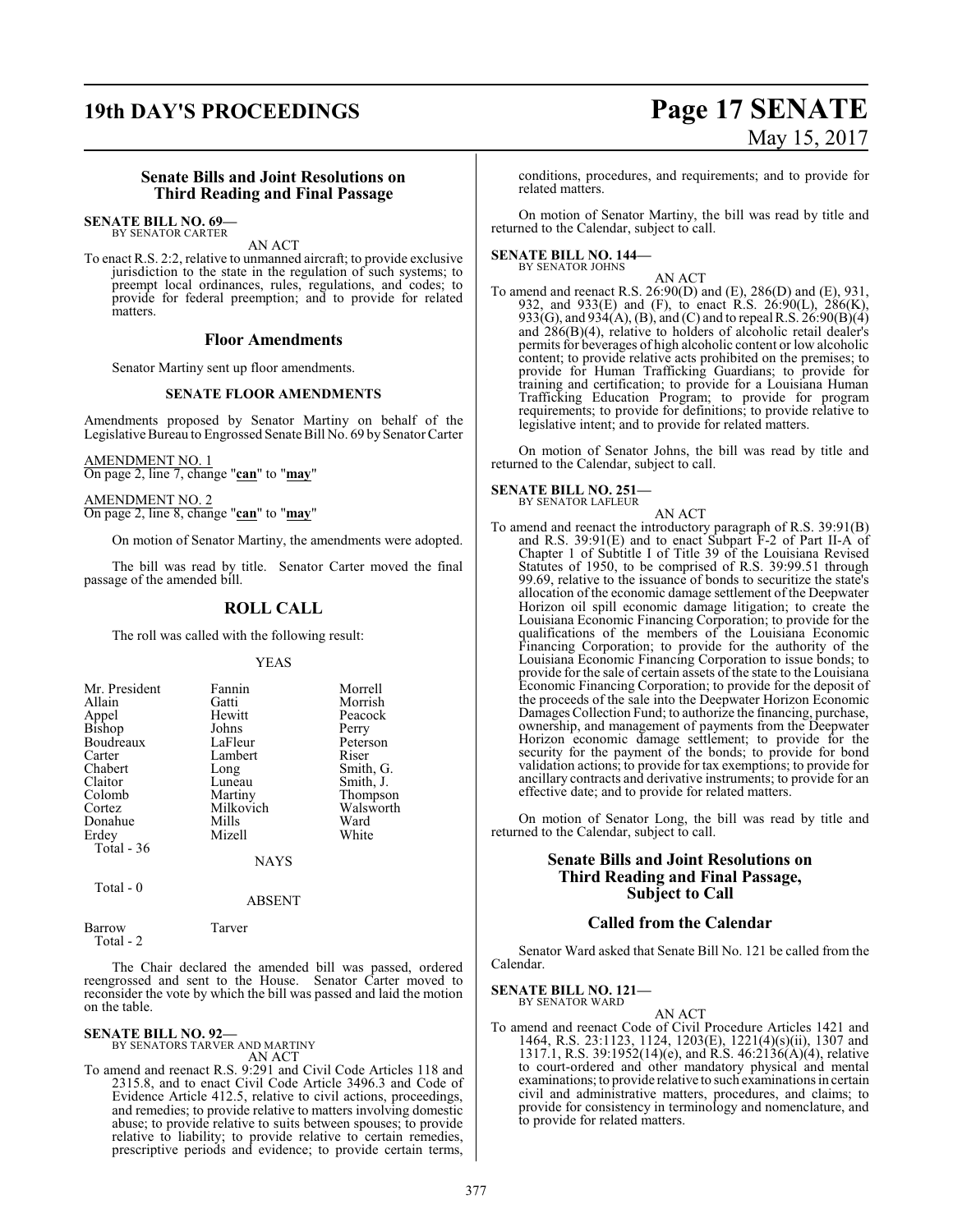## Senate Bills and Joint Resolutions on Third Reading and Final Passage

**SENATE BILL NO. 69—**
BY SENATOR CARTER

AN ACT

To enact R.S. 2:2, relative to unmanned aircraft; to provide exclusive jurisdiction to the state in the regulation of such systems; to preempt local ordinances, rules, regulations, and codes; to provide for federal preemption; and to provide for related matters.

### Floor Amendments

Senator Martiny sent up floor amendments.

#### SENATE FLOOR AMENDMENTS

Amendments proposed by Senator Martiny on behalf of the Legislative Bureau to Engrossed Senate Bill No. 69 by Senator Carter

AMENDMENT NO. 1
On page 2, line 7, change "**can**" to "**may**"

AMENDMENT NO. 2
On page 2, line 8, change "**can**" to "**may**"

On motion of Senator Martiny, the amendments were adopted.

The bill was read by title. Senator Carter moved the final passage of the amended bill.

### ROLL CALL

The roll was called with the following result:

YEAS

| | | |
|---|---|---|
| Mr. President | Fannin | Morrell |
| Allain | Gatti | Morrish |
| Appel | Hewitt | Peacock |
| Bishop | Johns | Perry |
| Boudreaux | LaFleur | Peterson |
| Carter | Lambert | Riser |
| Chabert | Long | Smith, G. |
| Claitor | Luneau | Smith, J. |
| Colomb | Martiny | Thompson |
| Cortez | Milkovich | Walsworth |
| Donahue | Mills | Ward |
| Erdey | Mizell | White |

Total - 36

NAYS

Total - 0

ABSENT

| | |
|---|---|
| Barrow | Tarver |

Total - 2

The Chair declared the amended bill was passed, ordered reengrossed and sent to the House. Senator Carter moved to reconsider the vote by which the bill was passed and laid the motion on the table.

**SENATE BILL NO. 92—**
BY SENATORS TARVER AND MARTINY

AN ACT

To amend and reenact R.S. 9:291 and Civil Code Articles 118 and 2315.8, and to enact Civil Code Article 3496.3 and Code of Evidence Article 412.5, relative to civil actions, proceedings, and remedies; to provide relative to matters involving domestic abuse; to provide relative to suits between spouses; to provide relative to liability; to provide relative to certain remedies, prescriptive periods and evidence; to provide certain terms, conditions, procedures, and requirements; and to provide for related matters.

On motion of Senator Martiny, the bill was read by title and returned to the Calendar, subject to call.

**SENATE BILL NO. 144—**
BY SENATOR JOHNS

AN ACT

To amend and reenact R.S. 26:90(D) and (E), 286(D) and (E), 931, 932, and 933(E) and (F), to enact R.S. 26:90(L), 286(K), 933(G), and 934(A), (B), and (C) and to repeal R.S. 26:90(B)(4) and 286(B)(4), relative to holders of alcoholic retail dealer's permits for beverages of high alcoholic content or low alcoholic content; to provide relative acts prohibited on the premises; to provide for Human Trafficking Guardians; to provide for training and certification; to provide for a Louisiana Human Trafficking Education Program; to provide for program requirements; to provide for definitions; to provide relative to legislative intent; and to provide for related matters.

On motion of Senator Johns, the bill was read by title and returned to the Calendar, subject to call.

**SENATE BILL NO. 251—**
BY SENATOR LAFLEUR

AN ACT

To amend and reenact the introductory paragraph of R.S. 39:91(B) and R.S. 39:91(E) and to enact Subpart F-2 of Part II-A of Chapter 1 of Subtitle I of Title 39 of the Louisiana Revised Statutes of 1950, to be comprised of R.S. 39:99.51 through 99.69, relative to the issuance of bonds to securitize the state's allocation of the economic damage settlement of the Deepwater Horizon oil spill economic damage litigation; to create the Louisiana Economic Financing Corporation; to provide for the qualifications of the members of the Louisiana Economic Financing Corporation; to provide for the authority of the Louisiana Economic Financing Corporation to issue bonds; to provide for the sale of certain assets of the state to the Louisiana Economic Financing Corporation; to provide for the deposit of the proceeds of the sale into the Deepwater Horizon Economic Damages Collection Fund; to authorize the financing, purchase, ownership, and management of payments from the Deepwater Horizon economic damage settlement; to provide for the security for the payment of the bonds; to provide for bond validation actions; to provide for tax exemptions; to provide for ancillary contracts and derivative instruments; to provide for an effective date; and to provide for related matters.

On motion of Senator Long, the bill was read by title and returned to the Calendar, subject to call.

## Senate Bills and Joint Resolutions on Third Reading and Final Passage, Subject to Call

### Called from the Calendar

Senator Ward asked that Senate Bill No. 121 be called from the Calendar.

**SENATE BILL NO. 121—**
BY SENATOR WARD

AN ACT

To amend and reenact Code of Civil Procedure Articles 1421 and 1464, R.S. 23:1123, 1124, 1203(E), 1221(4)(s)(ii), 1307 and 1317.1, R.S. 39:1952(14)(e), and R.S. 46:2136(A)(4), relative to court-ordered and other mandatory physical and mental examinations; to provide relative to such examinations in certain civil and administrative matters, procedures, and claims; to provide for consistency in terminology and nomenclature, and to provide for related matters.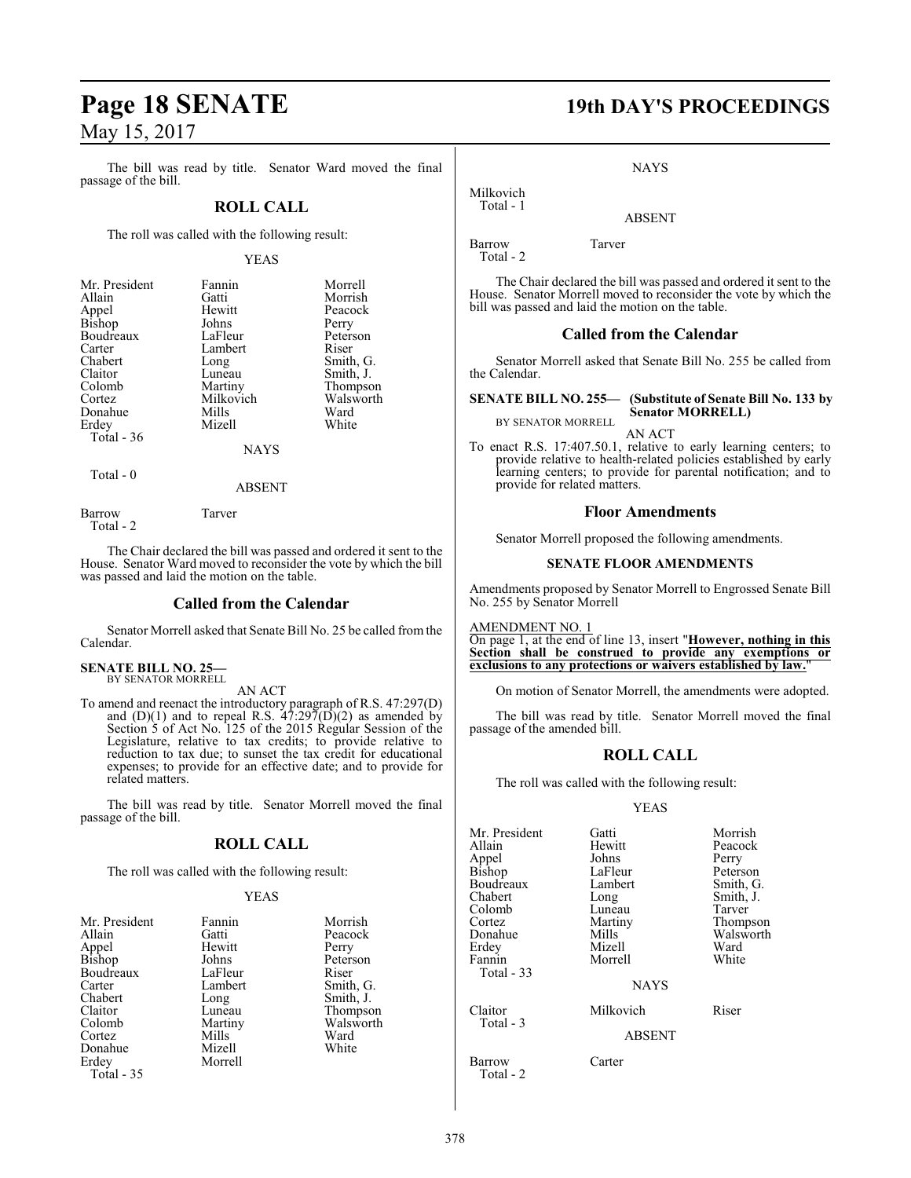The bill was read by title. Senator Ward moved the final passage of the bill.

## ROLL CALL

The roll was called with the following result:

YEAS

| | | |
|---|---|---|
| Mr. President | Fannin | Morrell |
| Allain | Gatti | Morrish |
| Appel | Hewitt | Peacock |
| Bishop | Johns | Perry |
| Boudreaux | LaFleur | Peterson |
| Carter | Lambert | Riser |
| Chabert | Long | Smith, G. |
| Claitor | Luneau | Smith, J. |
| Colomb | Martiny | Thompson |
| Cortez | Milkovich | Walsworth |
| Donahue | Mills | Ward |
| Erdey | Mizell | White |

Total - 36

NAYS

Total - 0

ABSENT

Barrow Tarver

Total - 2

The Chair declared the bill was passed and ordered it sent to the House. Senator Ward moved to reconsider the vote by which the bill was passed and laid the motion on the table.

## Called from the Calendar

Senator Morrell asked that Senate Bill No. 25 be called from the Calendar.

**SENATE BILL NO. 25—**
BY SENATOR MORRELL

AN ACT

To amend and reenact the introductory paragraph of R.S. 47:297(D) and (D)(1) and to repeal R.S. 47:297(D)(2) as amended by Section 5 of Act No. 125 of the 2015 Regular Session of the Legislature, relative to tax credits; to provide relative to reduction to tax due; to sunset the tax credit for educational expenses; to provide for an effective date; and to provide for related matters.

The bill was read by title. Senator Morrell moved the final passage of the bill.

## ROLL CALL

The roll was called with the following result:

YEAS

| | | |
|---|---|---|
| Mr. President | Fannin | Morrish |
| Allain | Gatti | Peacock |
| Appel | Hewitt | Perry |
| Bishop | Johns | Peterson |
| Boudreaux | LaFleur | Riser |
| Carter | Lambert | Smith, G. |
| Chabert | Long | Smith, J. |
| Claitor | Luneau | Thompson |
| Colomb | Martiny | Walsworth |
| Cortez | Mills | Ward |
| Donahue | Mizell | White |
| Erdey | Morrell | |

Total - 35

NAYS

Milkovich

Total - 1

ABSENT

Barrow Tarver

Total - 2

The Chair declared the bill was passed and ordered it sent to the House. Senator Morrell moved to reconsider the vote by which the bill was passed and laid the motion on the table.

## Called from the Calendar

Senator Morrell asked that Senate Bill No. 255 be called from the Calendar.

**SENATE BILL NO. 255— (Substitute of Senate Bill No. 133 by Senator MORRELL)**
BY SENATOR MORRELL

AN ACT

To enact R.S. 17:407.50.1, relative to early learning centers; to provide relative to health-related policies established by early learning centers; to provide for parental notification; and to provide for related matters.

## Floor Amendments

Senator Morrell proposed the following amendments.

### SENATE FLOOR AMENDMENTS

Amendments proposed by Senator Morrell to Engrossed Senate Bill No. 255 by Senator Morrell

AMENDMENT NO. 1

On page 1, at the end of line 13, insert "**However, nothing in this Section shall be construed to provide any exemptions or exclusions to any protections or waivers established by law.**"

On motion of Senator Morrell, the amendments were adopted.

The bill was read by title. Senator Morrell moved the final passage of the amended bill.

## ROLL CALL

The roll was called with the following result:

YEAS

| | | |
|---|---|---|
| Mr. President | Gatti | Morrish |
| Allain | Hewitt | Peacock |
| Appel | Johns | Perry |
| Bishop | LaFleur | Peterson |
| Boudreaux | Lambert | Smith, G. |
| Chabert | Long | Smith, J. |
| Colomb | Luneau | Tarver |
| Cortez | Martiny | Thompson |
| Donahue | Mills | Walsworth |
| Erdey | Mizell | Ward |
| Fannin | Morrell | White |

Total - 33

NAYS

Claitor Milkovich Riser

Total - 3

ABSENT

Barrow Carter

Total - 2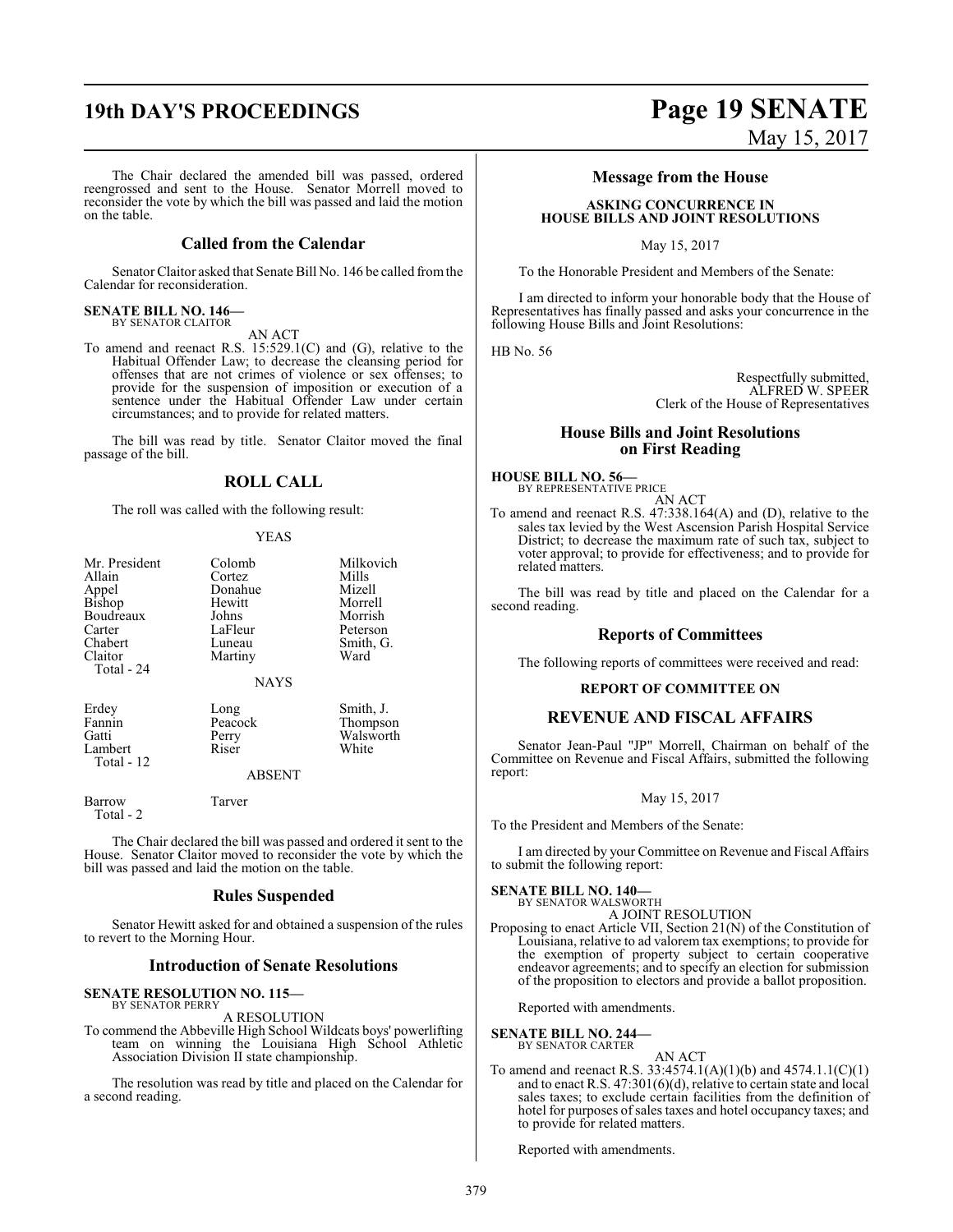The Chair declared the amended bill was passed, ordered reengrossed and sent to the House. Senator Morrell moved to reconsider the vote by which the bill was passed and laid the motion on the table.

## Called from the Calendar

Senator Claitor asked that Senate Bill No. 146 be called from the Calendar for reconsideration.

**SENATE BILL NO. 146—**
BY SENATOR CLAITOR

AN ACT

To amend and reenact R.S. 15:529.1(C) and (G), relative to the Habitual Offender Law; to decrease the cleansing period for offenses that are not crimes of violence or sex offenses; to provide for the suspension of imposition or execution of a sentence under the Habitual Offender Law under certain circumstances; and to provide for related matters.

The bill was read by title. Senator Claitor moved the final passage of the bill.

## ROLL CALL

The roll was called with the following result:

YEAS

| | | |
|---|---|---|
| Mr. President | Colomb | Milkovich |
| Allain | Cortez | Mills |
| Appel | Donahue | Mizell |
| Bishop | Hewitt | Morrell |
| Boudreaux | Johns | Morrish |
| Carter | LaFleur | Peterson |
| Chabert | Luneau | Smith, G. |
| Claitor | Martiny | Ward |

Total - 24

NAYS

| | | |
|---|---|---|
| Erdey | Long | Smith, J. |
| Fannin | Peacock | Thompson |
| Gatti | Perry | Walsworth |
| Lambert | Riser | White |

Total - 12

ABSENT

| | |
|---|---|
| Barrow | Tarver |

Total - 2

The Chair declared the bill was passed and ordered it sent to the House. Senator Claitor moved to reconsider the vote by which the bill was passed and laid the motion on the table.

## Rules Suspended

Senator Hewitt asked for and obtained a suspension of the rules to revert to the Morning Hour.

## Introduction of Senate Resolutions

**SENATE RESOLUTION NO. 115—**
BY SENATOR PERRY

A RESOLUTION

To commend the Abbeville High School Wildcats boys' powerlifting team on winning the Louisiana High School Athletic Association Division II state championship.

The resolution was read by title and placed on the Calendar for a second reading.

## Message from the House

**ASKING CONCURRENCE IN HOUSE BILLS AND JOINT RESOLUTIONS**

May 15, 2017

To the Honorable President and Members of the Senate:

I am directed to inform your honorable body that the House of Representatives has finally passed and asks your concurrence in the following House Bills and Joint Resolutions:

HB No. 56

Respectfully submitted,
ALFRED W. SPEER
Clerk of the House of Representatives

## House Bills and Joint Resolutions on First Reading

**HOUSE BILL NO. 56—**
BY REPRESENTATIVE PRICE

AN ACT

To amend and reenact R.S. 47:338.164(A) and (D), relative to the sales tax levied by the West Ascension Parish Hospital Service District; to decrease the maximum rate of such tax, subject to voter approval; to provide for effectiveness; and to provide for related matters.

The bill was read by title and placed on the Calendar for a second reading.

## Reports of Committees

The following reports of committees were received and read:

**REPORT OF COMMITTEE ON**

## REVENUE AND FISCAL AFFAIRS

Senator Jean-Paul "JP" Morrell, Chairman on behalf of the Committee on Revenue and Fiscal Affairs, submitted the following report:

May 15, 2017

To the President and Members of the Senate:

I am directed by your Committee on Revenue and Fiscal Affairs to submit the following report:

**SENATE BILL NO. 140—**
BY SENATOR WALSWORTH

A JOINT RESOLUTION

Proposing to enact Article VII, Section 21(N) of the Constitution of Louisiana, relative to ad valorem tax exemptions; to provide for the exemption of property subject to certain cooperative endeavor agreements; and to specify an election for submission of the proposition to electors and provide a ballot proposition.

Reported with amendments.

**SENATE BILL NO. 244—**
BY SENATOR CARTER

AN ACT

To amend and reenact R.S. 33:4574.1(A)(1)(b) and 4574.1.1(C)(1) and to enact R.S. 47:301(6)(d), relative to certain state and local sales taxes; to exclude certain facilities from the definition of hotel for purposes of sales taxes and hotel occupancy taxes; and to provide for related matters.

Reported with amendments.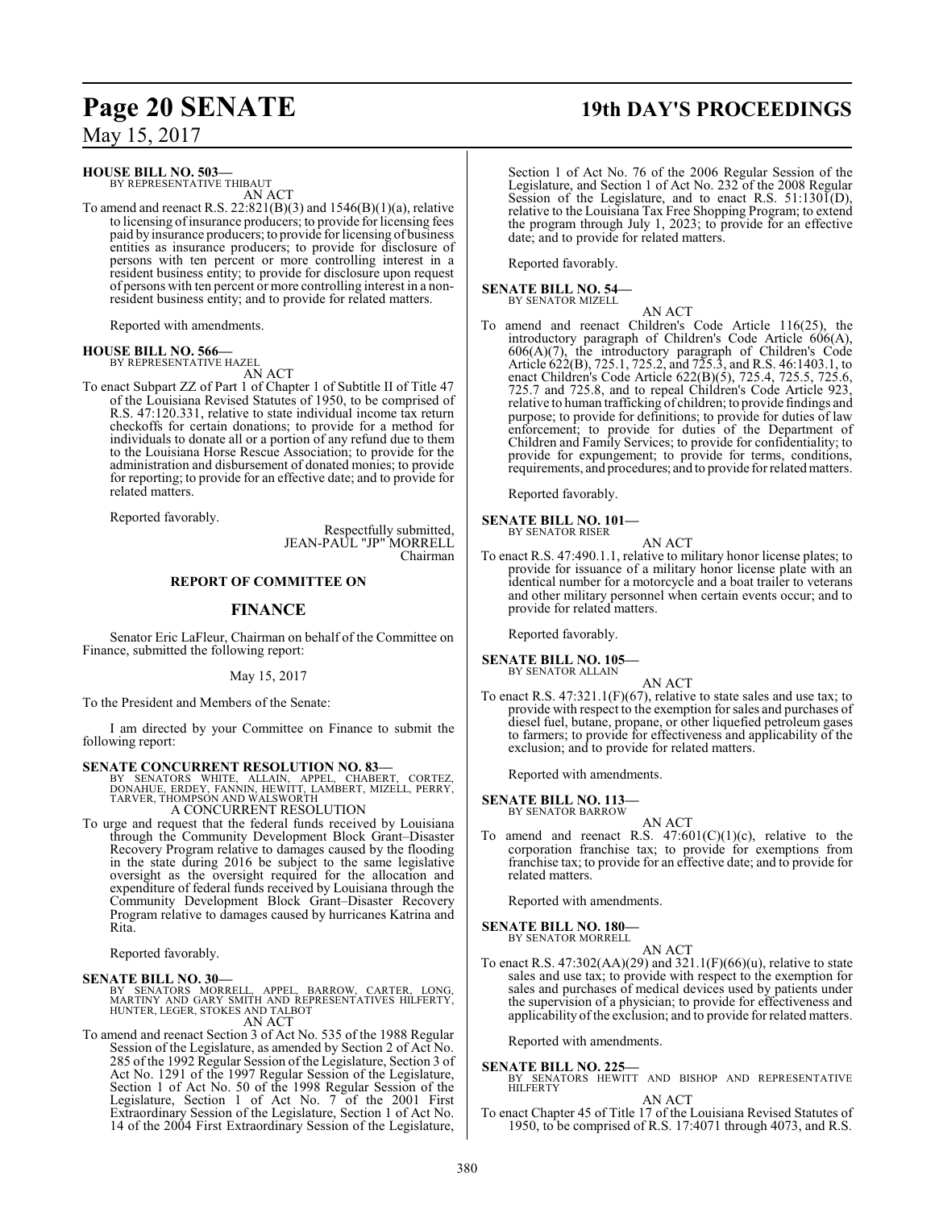**HOUSE BILL NO. 503—**
BY REPRESENTATIVE THIBAUT

AN ACT

To amend and reenact R.S. 22:821(B)(3) and 1546(B)(1)(a), relative to licensing of insurance producers; to provide for licensing fees paid by insurance producers; to provide for licensing of business entities as insurance producers; to provide for disclosure of persons with ten percent or more controlling interest in a resident business entity; to provide for disclosure upon request of persons with ten percent or more controlling interest in a non-resident business entity; and to provide for related matters.

Reported with amendments.

**HOUSE BILL NO. 566—**
BY REPRESENTATIVE HAZEL

AN ACT

To enact Subpart ZZ of Part 1 of Chapter 1 of Subtitle II of Title 47 of the Louisiana Revised Statutes of 1950, to be comprised of R.S. 47:120.331, relative to state individual income tax return checkoffs for certain donations; to provide for a method for individuals to donate all or a portion of any refund due to them to the Louisiana Horse Rescue Association; to provide for the administration and disbursement of donated monies; to provide for reporting; to provide for an effective date; and to provide for related matters.

Reported favorably.

Respectfully submitted,
JEAN-PAUL "JP" MORRELL
Chairman

## REPORT OF COMMITTEE ON

## FINANCE

Senator Eric LaFleur, Chairman on behalf of the Committee on Finance, submitted the following report:

May 15, 2017

To the President and Members of the Senate:

I am directed by your Committee on Finance to submit the following report:

**SENATE CONCURRENT RESOLUTION NO. 83—**
BY SENATORS WHITE, ALLAIN, APPEL, CHABERT, CORTEZ, DONAHUE, ERDEY, FANNIN, HEWITT, LAMBERT, MIZELL, PERRY, TARVER, THOMPSON AND WALSWORTH

A CONCURRENT RESOLUTION

To urge and request that the federal funds received by Louisiana through the Community Development Block Grant–Disaster Recovery Program relative to damages caused by the flooding in the state during 2016 be subject to the same legislative oversight as the oversight required for the allocation and expenditure of federal funds received by Louisiana through the Community Development Block Grant–Disaster Recovery Program relative to damages caused by hurricanes Katrina and Rita.

Reported favorably.

**SENATE BILL NO. 30—**
BY SENATORS MORRELL, APPEL, BARROW, CARTER, LONG, MARTINY AND GARY SMITH AND REPRESENTATIVES HILFERTY, HUNTER, LEGER, STOKES AND TALBOT

AN ACT

To amend and reenact Section 3 of Act No. 535 of the 1988 Regular Session of the Legislature, as amended by Section 2 of Act No. 285 of the 1992 Regular Session of the Legislature, Section 3 of Act No. 1291 of the 1997 Regular Session of the Legislature, Section 1 of Act No. 50 of the 1998 Regular Session of the Legislature, Section 1 of Act No. 7 of the 2001 First Extraordinary Session of the Legislature, Section 1 of Act No. 14 of the 2004 First Extraordinary Session of the Legislature, Section 1 of Act No. 76 of the 2006 Regular Session of the Legislature, and Section 1 of Act No. 232 of the 2008 Regular Session of the Legislature, and to enact R.S. 51:1301(D), relative to the Louisiana Tax Free Shopping Program; to extend the program through July 1, 2023; to provide for an effective date; and to provide for related matters.

Reported favorably.

**SENATE BILL NO. 54—**
BY SENATOR MIZELL

AN ACT

To amend and reenact Children's Code Article 116(25), the introductory paragraph of Children's Code Article 606(A), 606(A)(7), the introductory paragraph of Children's Code Article 622(B), 725.1, 725.2, and 725.3, and R.S. 46:1403.1, to enact Children's Code Article 622(B)(5), 725.4, 725.5, 725.6, 725.7 and 725.8, and to repeal Children's Code Article 923, relative to human trafficking of children; to provide findings and purpose; to provide for definitions; to provide for duties of law enforcement; to provide for duties of the Department of Children and Family Services; to provide for confidentiality; to provide for expungement; to provide for terms, conditions, requirements, and procedures; and to provide for related matters.

Reported favorably.

**SENATE BILL NO. 101—**
BY SENATOR RISER

AN ACT

To enact R.S. 47:490.1.1, relative to military honor license plates; to provide for issuance of a military honor license plate with an identical number for a motorcycle and a boat trailer to veterans and other military personnel when certain events occur; and to provide for related matters.

Reported favorably.

**SENATE BILL NO. 105—**
BY SENATOR ALLAIN

AN ACT

To enact R.S. 47:321.1(F)(67), relative to state sales and use tax; to provide with respect to the exemption for sales and purchases of diesel fuel, butane, propane, or other liquefied petroleum gases to farmers; to provide for effectiveness and applicability of the exclusion; and to provide for related matters.

Reported with amendments.

**SENATE BILL NO. 113—**
BY SENATOR BARROW

AN ACT

To amend and reenact R.S. 47:601(C)(1)(c), relative to the corporation franchise tax; to provide for exemptions from franchise tax; to provide for an effective date; and to provide for related matters.

Reported with amendments.

**SENATE BILL NO. 180—**
BY SENATOR MORRELL

AN ACT

To enact R.S. 47:302(AA)(29) and 321.1(F)(66)(u), relative to state sales and use tax; to provide with respect to the exemption for sales and purchases of medical devices used by patients under the supervision of a physician; to provide for effectiveness and applicability of the exclusion; and to provide for related matters.

Reported with amendments.

**SENATE BILL NO. 225—**
BY SENATORS HEWITT AND BISHOP AND REPRESENTATIVE HILFERTY

AN ACT

To enact Chapter 45 of Title 17 of the Louisiana Revised Statutes of 1950, to be comprised of R.S. 17:4071 through 4073, and R.S.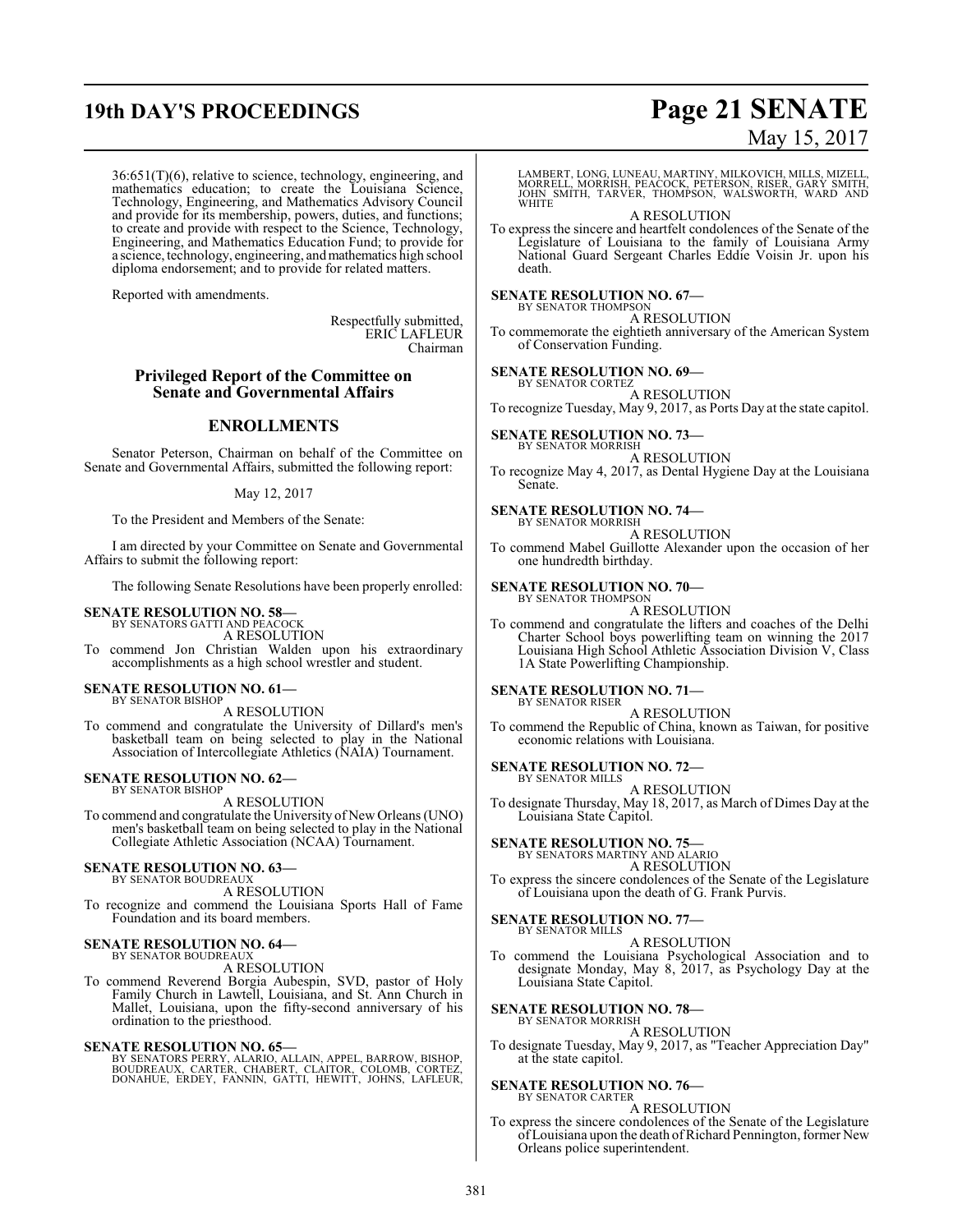36:651(T)(6), relative to science, technology, engineering, and mathematics education; to create the Louisiana Science, Technology, Engineering, and Mathematics Advisory Council and provide for its membership, powers, duties, and functions; to create and provide with respect to the Science, Technology, Engineering, and Mathematics Education Fund; to provide for a science, technology, engineering, and mathematics high school diploma endorsement; and to provide for related matters.

Reported with amendments.

Respectfully submitted,
ERIC LAFLEUR
Chairman

## Privileged Report of the Committee on Senate and Governmental Affairs

## ENROLLMENTS

Senator Peterson, Chairman on behalf of the Committee on Senate and Governmental Affairs, submitted the following report:

May 12, 2017

To the President and Members of the Senate:

I am directed by your Committee on Senate and Governmental Affairs to submit the following report:

The following Senate Resolutions have been properly enrolled:

**SENATE RESOLUTION NO. 58—**
BY SENATORS GATTI AND PEACOCK
A RESOLUTION
To commend Jon Christian Walden upon his extraordinary accomplishments as a high school wrestler and student.

**SENATE RESOLUTION NO. 61—**
BY SENATOR BISHOP
A RESOLUTION
To commend and congratulate the University of Dillard's men's basketball team on being selected to play in the National Association of Intercollegiate Athletics (NAIA) Tournament.

**SENATE RESOLUTION NO. 62—**
BY SENATOR BISHOP
A RESOLUTION
To commend and congratulate the University of New Orleans (UNO) men's basketball team on being selected to play in the National Collegiate Athletic Association (NCAA) Tournament.

**SENATE RESOLUTION NO. 63—**
BY SENATOR BOUDREAUX
A RESOLUTION
To recognize and commend the Louisiana Sports Hall of Fame Foundation and its board members.

**SENATE RESOLUTION NO. 64—**
BY SENATOR BOUDREAUX
A RESOLUTION
To commend Reverend Borgia Aubespin, SVD, pastor of Holy Family Church in Lawtell, Louisiana, and St. Ann Church in Mallet, Louisiana, upon the fifty-second anniversary of his ordination to the priesthood.

**SENATE RESOLUTION NO. 65—**
BY SENATORS PERRY, ALARIO, ALLAIN, APPEL, BARROW, BISHOP, BOUDREAUX, CARTER, CHABERT, CLAITOR, COLOMB, CORTEZ, DONAHUE, ERDEY, FANNIN, GATTI, HEWITT, JOHNS, LAFLEUR, LAMBERT, LONG, LUNEAU, MARTINY, MILKOVICH, MILLS, MIZELL, MORRELL, MORRISH, PEACOCK, PETERSON, RISER, GARY SMITH, JOHN SMITH, TARVER, THOMPSON, WALSWORTH, WARD AND WHITE
A RESOLUTION
To express the sincere and heartfelt condolences of the Senate of the Legislature of Louisiana to the family of Louisiana Army National Guard Sergeant Charles Eddie Voisin Jr. upon his death.

**SENATE RESOLUTION NO. 67—**
BY SENATOR THOMPSON
A RESOLUTION
To commemorate the eightieth anniversary of the American System of Conservation Funding.

**SENATE RESOLUTION NO. 69—**
BY SENATOR CORTEZ
A RESOLUTION
To recognize Tuesday, May 9, 2017, as Ports Day at the state capitol.

**SENATE RESOLUTION NO. 73—**
BY SENATOR MORRISH
A RESOLUTION
To recognize May 4, 2017, as Dental Hygiene Day at the Louisiana Senate.

**SENATE RESOLUTION NO. 74—**
BY SENATOR MORRISH
A RESOLUTION
To commend Mabel Guillotte Alexander upon the occasion of her one hundredth birthday.

**SENATE RESOLUTION NO. 70—**
BY SENATOR THOMPSON
A RESOLUTION
To commend and congratulate the lifters and coaches of the Delhi Charter School boys powerlifting team on winning the 2017 Louisiana High School Athletic Association Division V, Class 1A State Powerlifting Championship.

**SENATE RESOLUTION NO. 71—**
BY SENATOR RISER
A RESOLUTION
To commend the Republic of China, known as Taiwan, for positive economic relations with Louisiana.

**SENATE RESOLUTION NO. 72—**
BY SENATOR MILLS
A RESOLUTION
To designate Thursday, May 18, 2017, as March of Dimes Day at the Louisiana State Capitol.

**SENATE RESOLUTION NO. 75—**
BY SENATORS MARTINY AND ALARIO
A RESOLUTION
To express the sincere condolences of the Senate of the Legislature of Louisiana upon the death of G. Frank Purvis.

**SENATE RESOLUTION NO. 77—**
BY SENATOR MILLS
A RESOLUTION
To commend the Louisiana Psychological Association and to designate Monday, May 8, 2017, as Psychology Day at the Louisiana State Capitol.

**SENATE RESOLUTION NO. 78—**
BY SENATOR MORRISH
A RESOLUTION
To designate Tuesday, May 9, 2017, as "Teacher Appreciation Day" at the state capitol.

**SENATE RESOLUTION NO. 76—**
BY SENATOR CARTER
A RESOLUTION
To express the sincere condolences of the Senate of the Legislature of Louisiana upon the death of Richard Pennington, former New Orleans police superintendent.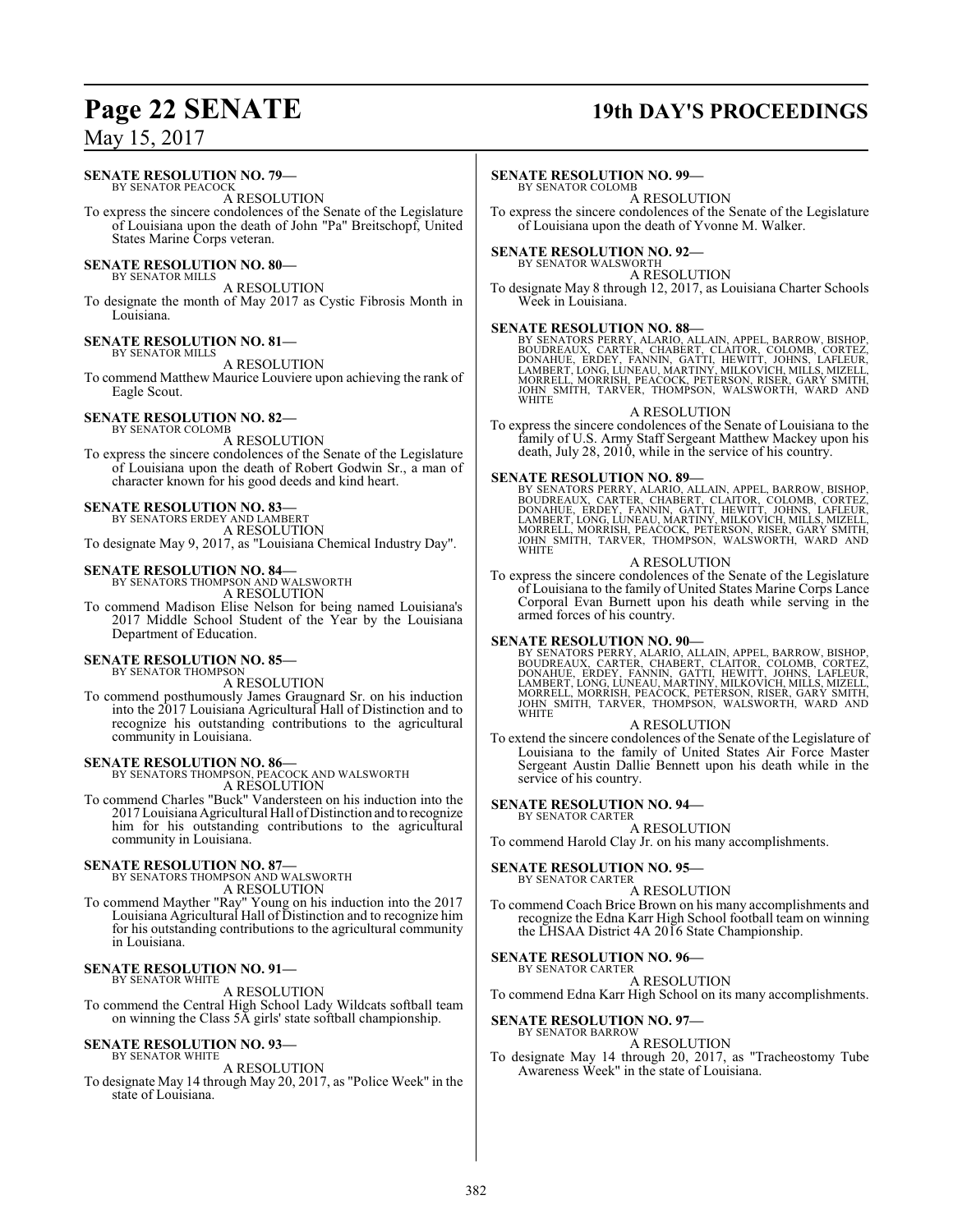**SENATE RESOLUTION NO. 79—**
BY SENATOR PEACOCK

A RESOLUTION

To express the sincere condolences of the Senate of the Legislature of Louisiana upon the death of John "Pa" Breitschopf, United States Marine Corps veteran.

**SENATE RESOLUTION NO. 80—**
BY SENATOR MILLS

A RESOLUTION

To designate the month of May 2017 as Cystic Fibrosis Month in Louisiana.

**SENATE RESOLUTION NO. 81—**
BY SENATOR MILLS

A RESOLUTION

To commend Matthew Maurice Louviere upon achieving the rank of Eagle Scout.

**SENATE RESOLUTION NO. 82—**
BY SENATOR COLOMB

A RESOLUTION

To express the sincere condolences of the Senate of the Legislature of Louisiana upon the death of Robert Godwin Sr., a man of character known for his good deeds and kind heart.

**SENATE RESOLUTION NO. 83—**
BY SENATORS ERDEY AND LAMBERT

A RESOLUTION

To designate May 9, 2017, as "Louisiana Chemical Industry Day".

**SENATE RESOLUTION NO. 84—**
BY SENATORS THOMPSON AND WALSWORTH

A RESOLUTION

To commend Madison Elise Nelson for being named Louisiana's 2017 Middle School Student of the Year by the Louisiana Department of Education.

**SENATE RESOLUTION NO. 85—**
BY SENATOR THOMPSON

A RESOLUTION

To commend posthumously James Graugnard Sr. on his induction into the 2017 Louisiana Agricultural Hall of Distinction and to recognize his outstanding contributions to the agricultural community in Louisiana.

**SENATE RESOLUTION NO. 86—**
BY SENATORS THOMPSON, PEACOCK AND WALSWORTH

A RESOLUTION

To commend Charles "Buck" Vandersteen on his induction into the 2017 Louisiana Agricultural Hall of Distinction and to recognize him for his outstanding contributions to the agricultural community in Louisiana.

**SENATE RESOLUTION NO. 87—**
BY SENATORS THOMPSON AND WALSWORTH

A RESOLUTION

To commend Mayther "Ray" Young on his induction into the 2017 Louisiana Agricultural Hall of Distinction and to recognize him for his outstanding contributions to the agricultural community in Louisiana.

**SENATE RESOLUTION NO. 91—**
BY SENATOR WHITE

A RESOLUTION

To commend the Central High School Lady Wildcats softball team on winning the Class 5A girls' state softball championship.

**SENATE RESOLUTION NO. 93—**
BY SENATOR WHITE

A RESOLUTION

To designate May 14 through May 20, 2017, as "Police Week" in the state of Louisiana.

**SENATE RESOLUTION NO. 99—**
BY SENATOR COLOMB

A RESOLUTION

To express the sincere condolences of the Senate of the Legislature of Louisiana upon the death of Yvonne M. Walker.

**SENATE RESOLUTION NO. 92—**
BY SENATOR WALSWORTH

A RESOLUTION

To designate May 8 through 12, 2017, as Louisiana Charter Schools Week in Louisiana.

**SENATE RESOLUTION NO. 88—**
BY SENATORS PERRY, ALARIO, ALLAIN, APPEL, BARROW, BISHOP, BOUDREAUX, CARTER, CHABERT, CLAITOR, COLOMB, CORTEZ, DONAHUE, ERDEY, FANNIN, GATTI, HEWITT, JOHNS, LAFLEUR, LAMBERT, LONG, LUNEAU, MARTINY, MILKOVICH, MILLS, MIZELL, MORRELL, MORRISH, PEACOCK, PETERSON, RISER, GARY SMITH, JOHN SMITH, TARVER, THOMPSON, WALSWORTH, WARD AND WHITE

A RESOLUTION

To express the sincere condolences of the Senate of Louisiana to the family of U.S. Army Staff Sergeant Matthew Mackey upon his death, July 28, 2010, while in the service of his country.

**SENATE RESOLUTION NO. 89—**
BY SENATORS PERRY, ALARIO, ALLAIN, APPEL, BARROW, BISHOP, BOUDREAUX, CARTER, CHABERT, CLAITOR, COLOMB, CORTEZ, DONAHUE, ERDEY, FANNIN, GATTI, HEWITT, JOHNS, LAFLEUR, LAMBERT, LONG, LUNEAU, MARTINY, MILKOVICH, MILLS, MIZELL, MORRELL, MORRISH, PEACOCK, PETERSON, RISER, GARY SMITH, JOHN SMITH, TARVER, THOMPSON, WALSWORTH, WARD AND WHITE

A RESOLUTION

To express the sincere condolences of the Senate of the Legislature of Louisiana to the family of United States Marine Corps Lance Corporal Evan Burnett upon his death while serving in the armed forces of his country.

**SENATE RESOLUTION NO. 90—**
BY SENATORS PERRY, ALARIO, ALLAIN, APPEL, BARROW, BISHOP, BOUDREAUX, CARTER, CHABERT, CLAITOR, COLOMB, CORTEZ, DONAHUE, ERDEY, FANNIN, GATTI, HEWITT, JOHNS, LAFLEUR, LAMBERT, LONG, LUNEAU, MARTINY, MILKOVICH, MILLS, MIZELL, MORRELL, MORRISH, PEACOCK, PETERSON, RISER, GARY SMITH, JOHN SMITH, TARVER, THOMPSON, WALSWORTH, WARD AND WHITE

A RESOLUTION

To extend the sincere condolences of the Senate of the Legislature of Louisiana to the family of United States Air Force Master Sergeant Austin Dallie Bennett upon his death while in the service of his country.

**SENATE RESOLUTION NO. 94—**
BY SENATOR CARTER

A RESOLUTION

To commend Harold Clay Jr. on his many accomplishments.

**SENATE RESOLUTION NO. 95—**
BY SENATOR CARTER

A RESOLUTION

To commend Coach Brice Brown on his many accomplishments and recognize the Edna Karr High School football team on winning the LHSAA District 4A 2016 State Championship.

**SENATE RESOLUTION NO. 96—**
BY SENATOR CARTER

A RESOLUTION

To commend Edna Karr High School on its many accomplishments.

**SENATE RESOLUTION NO. 97—**
BY SENATOR BARROW

A RESOLUTION

To designate May 14 through 20, 2017, as "Tracheostomy Tube Awareness Week" in the state of Louisiana.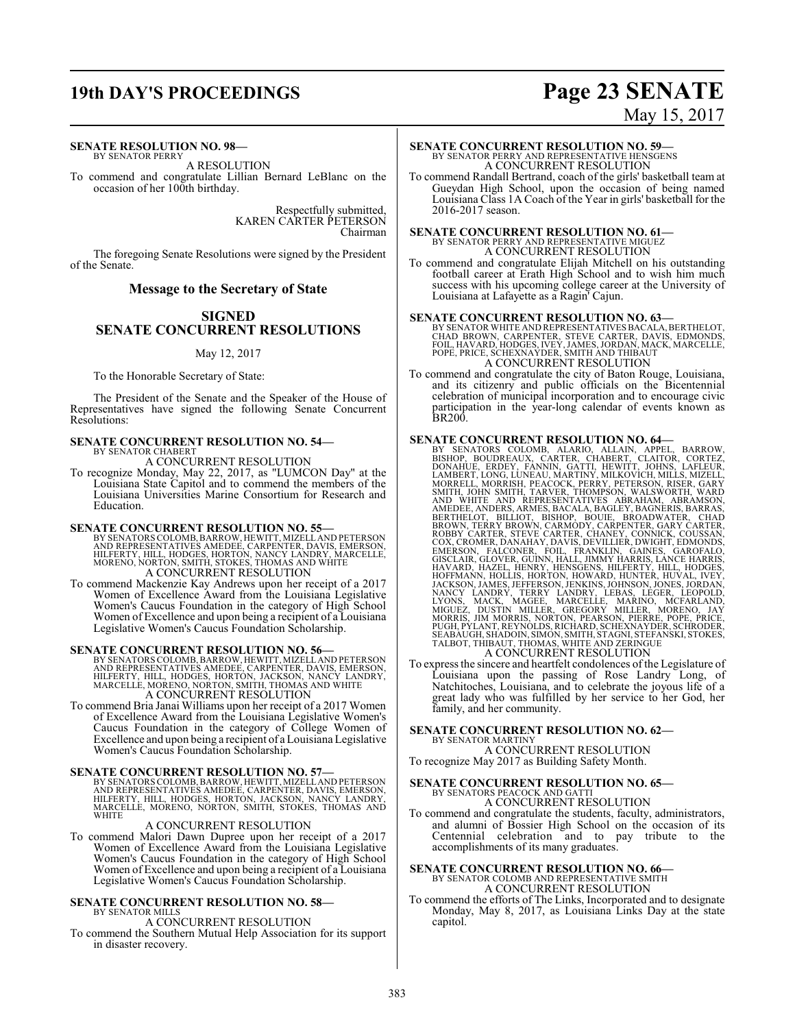**SENATE RESOLUTION NO. 98—**
BY SENATOR PERRY
A RESOLUTION
To commend and congratulate Lillian Bernard LeBlanc on the occasion of her 100th birthday.

Respectfully submitted,
KAREN CARTER PETERSON
Chairman

The foregoing Senate Resolutions were signed by the President of the Senate.

## Message to the Secretary of State

## SIGNED SENATE CONCURRENT RESOLUTIONS

May 12, 2017

To the Honorable Secretary of State:

The President of the Senate and the Speaker of the House of Representatives have signed the following Senate Concurrent Resolutions:

**SENATE CONCURRENT RESOLUTION NO. 54—**
BY SENATOR CHABERT
A CONCURRENT RESOLUTION
To recognize Monday, May 22, 2017, as "LUMCON Day" at the Louisiana State Capitol and to commend the members of the Louisiana Universities Marine Consortium for Research and Education.

**SENATE CONCURRENT RESOLUTION NO. 55—**
BY SENATORS COLOMB, BARROW, HEWITT, MIZELL AND PETERSON AND REPRESENTATIVES AMEDEE, CARPENTER, DAVIS, EMERSON, HILFERTY, HILL, HODGES, HORTON, NANCY LANDRY, MARCELLE, MORENO, NORTON, SMITH, STOKES, THOMAS AND WHITE
A CONCURRENT RESOLUTION
To commend Mackenzie Kay Andrews upon her receipt of a 2017 Women of Excellence Award from the Louisiana Legislative Women's Caucus Foundation in the category of High School Women of Excellence and upon being a recipient of a Louisiana Legislative Women's Caucus Foundation Scholarship.

**SENATE CONCURRENT RESOLUTION NO. 56—**
BY SENATORS COLOMB, BARROW, HEWITT, MIZELL AND PETERSON AND REPRESENTATIVES AMEDEE, CARPENTER, DAVIS, EMERSON, HILFERTY, HILL, HODGES, HORTON, JACKSON, NANCY LANDRY, MARCELLE, MORENO, NORTON, SMITH, THOMAS AND WHITE
A CONCURRENT RESOLUTION
To commend Bria Janai Williams upon her receipt of a 2017 Women of Excellence Award from the Louisiana Legislative Women's Caucus Foundation in the category of College Women of Excellence and upon being a recipient of a Louisiana Legislative Women's Caucus Foundation Scholarship.

**SENATE CONCURRENT RESOLUTION NO. 57—**
BY SENATORS COLOMB, BARROW, HEWITT, MIZELL AND PETERSON AND REPRESENTATIVES AMEDEE, CARPENTER, DAVIS, EMERSON, HILFERTY, HILL, HODGES, HORTON, JACKSON, NANCY LANDRY, MARCELLE, MORENO, NORTON, SMITH, STOKES, THOMAS AND WHITE
A CONCURRENT RESOLUTION
To commend Malori Dawn Dupree upon her receipt of a 2017 Women of Excellence Award from the Louisiana Legislative Women's Caucus Foundation in the category of High School Women of Excellence and upon being a recipient of a Louisiana Legislative Women's Caucus Foundation Scholarship.

**SENATE CONCURRENT RESOLUTION NO. 58—**
BY SENATOR MILLS
A CONCURRENT RESOLUTION
To commend the Southern Mutual Help Association for its support in disaster recovery.

**SENATE CONCURRENT RESOLUTION NO. 59—**
BY SENATOR PERRY AND REPRESENTATIVE HENSGENS
A CONCURRENT RESOLUTION
To commend Randall Bertrand, coach of the girls' basketball team at Gueydan High School, upon the occasion of being named Louisiana Class 1A Coach of the Year in girls' basketball for the 2016-2017 season.

**SENATE CONCURRENT RESOLUTION NO. 61—**
BY SENATOR PERRY AND REPRESENTATIVE MIGUEZ
A CONCURRENT RESOLUTION
To commend and congratulate Elijah Mitchell on his outstanding football career at Erath High School and to wish him much success with his upcoming college career at the University of Louisiana at Lafayette as a Ragin' Cajun.

**SENATE CONCURRENT RESOLUTION NO. 63—**
BY SENATOR WHITE AND REPRESENTATIVES BACALA, BERTHELOT, CHAD BROWN, CARPENTER, STEVE CARTER, DAVIS, EDMONDS, FOIL, HAVARD, HODGES, IVEY, JAMES, JORDAN, MACK, MARCELLE, POPE, PRICE, SCHEXNAYDER, SMITH AND THIBAUT
A CONCURRENT RESOLUTION
To commend and congratulate the city of Baton Rouge, Louisiana, and its citizenry and public officials on the Bicentennial celebration of municipal incorporation and to encourage civic participation in the year-long calendar of events known as BR200.

**SENATE CONCURRENT RESOLUTION NO. 64—**
BY SENATORS COLOMB, ALARIO, ALLAIN, APPEL, BARROW, BISHOP, BOUDREAUX, CARTER, CHABERT, CLAITOR, CORTEZ, DONAHUE, ERDEY, FANNIN, GATTI, HEWITT, JOHNS, LAFLEUR, LAMBERT, LONG, LUNEAU, MARTINY, MILKOVICH, MILLS, MIZELL, MORRELL, MORRISH, PEACOCK, PERRY, PETERSON, RISER, GARY SMITH, JOHN SMITH, TARVER, THOMPSON, WALSWORTH, WARD AND WHITE AND REPRESENTATIVES ABRAHAM, ABRAMSON, AMEDEE, ANDERS, ARMES, BACALA, BAGLEY, BAGNERIS, BARRAS, BERTHELOT, BILLIOT, BISHOP, BOUIE, BROADWATER, CHAD BROWN, TERRY BROWN, CARMODY, CARPENTER, GARY CARTER, ROBBY CARTER, STEVE CARTER, CHANEY, CONNICK, COUSSAN, COX, CROMER, DANAHAY, DAVIS, DEVILLIER, DWIGHT, EDMONDS, EMERSON, FALCONER, FOIL, FRANKLIN, GAINES, GAROFALO, GISCLAIR, GLOVER, GUINN, HALL, JIMMY HARRIS, LANCE HARRIS, HAVARD, HAZEL, HENRY, HENSGENS, HILFERTY, HILL, HODGES, HOFFMANN, HOLLIS, HORTON, HOWARD, HUNTER, HUVAL, IVEY, JACKSON, JAMES, JEFFERSON, JENKINS, JOHNSON, JONES, JORDAN, NANCY LANDRY, TERRY LANDRY, LEBAS, LEGER, LEOPOLD, LYONS, MACK, MAGEE, MARCELLE, MARINO, MCFARLAND, MIGUEZ, DUSTIN MILLER, GREGORY MILLER, MORENO, JAY MORRIS, JIM MORRIS, NORTON, PEARSON, PIERRE, POPE, PRICE, PUGH, PYLANT, REYNOLDS, RICHARD, SCHEXNAYDER, SCHRODER, SEABAUGH, SHADOIN, SIMON, SMITH, STAGNI, STEFANSKI, STOKES, TALBOT, THIBAUT, THOMAS, WHITE AND ZERINGUE
A CONCURRENT RESOLUTION
To express the sincere and heartfelt condolences of the Legislature of Louisiana upon the passing of Rose Landry Long, of Natchitoches, Louisiana, and to celebrate the joyous life of a great lady who was fulfilled by her service to her God, her family, and her community.

**SENATE CONCURRENT RESOLUTION NO. 62—**
BY SENATOR MARTINY
A CONCURRENT RESOLUTION
To recognize May 2017 as Building Safety Month.

**SENATE CONCURRENT RESOLUTION NO. 65—**
BY SENATORS PEACOCK AND GATTI
A CONCURRENT RESOLUTION
To commend and congratulate the students, faculty, administrators, and alumni of Bossier High School on the occasion of its Centennial celebration and to pay tribute to the accomplishments of its many graduates.

**SENATE CONCURRENT RESOLUTION NO. 66—**
BY SENATOR COLOMB AND REPRESENTATIVE SMITH
A CONCURRENT RESOLUTION
To commend the efforts of The Links, Incorporated and to designate Monday, May 8, 2017, as Louisiana Links Day at the state capitol.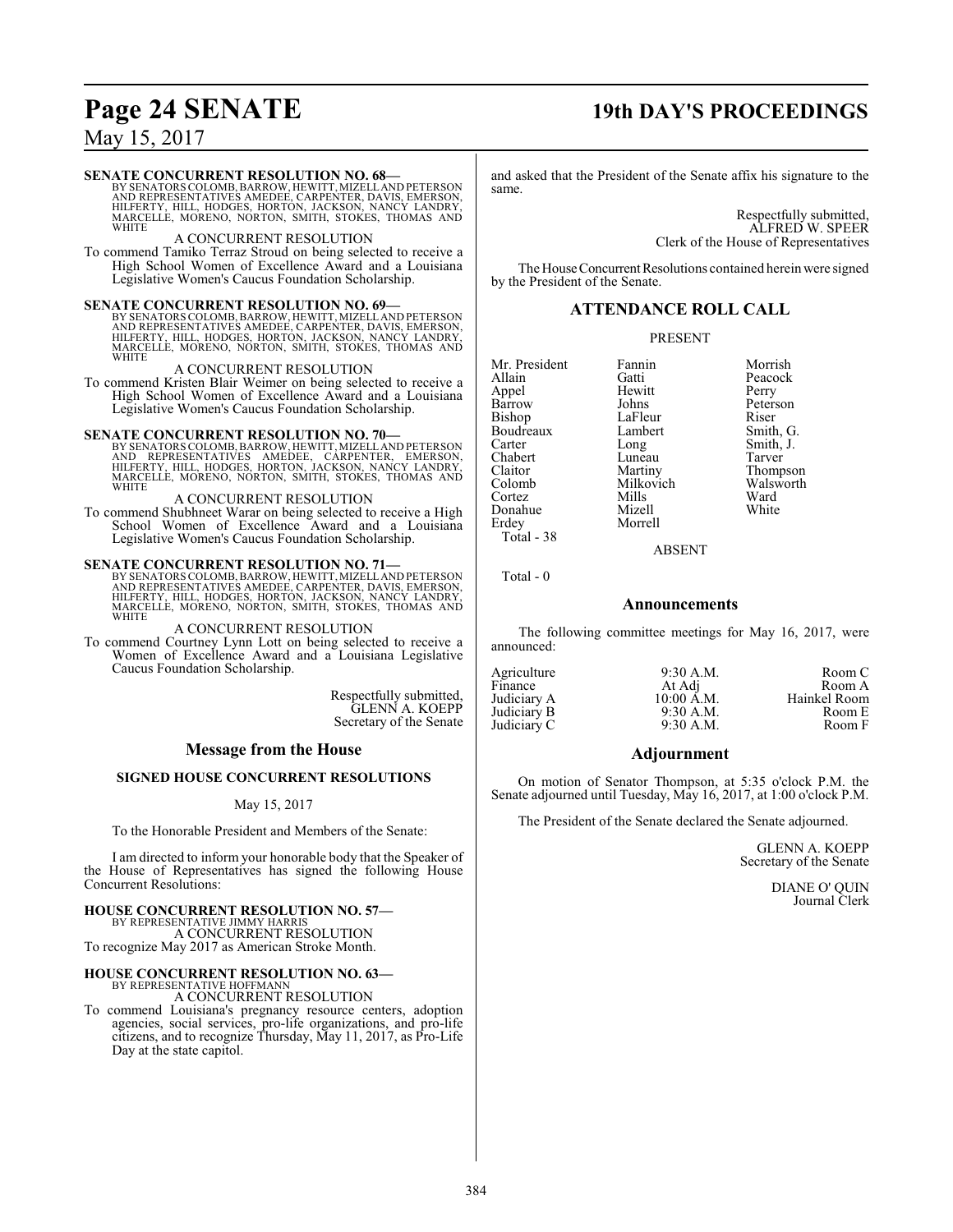**SENATE CONCURRENT RESOLUTION NO. 68—**
BY SENATORS COLOMB, BARROW, HEWITT, MIZELL AND PETERSON AND REPRESENTATIVES AMEDEE, CARPENTER, DAVIS, EMERSON, HILFERTY, HILL, HODGES, HORTON, JACKSON, NANCY LANDRY, MARCELLE, MORENO, NORTON, SMITH, STOKES, THOMAS AND WHITE

A CONCURRENT RESOLUTION

To commend Tamiko Terraz Stroud on being selected to receive a High School Women of Excellence Award and a Louisiana Legislative Women's Caucus Foundation Scholarship.

**SENATE CONCURRENT RESOLUTION NO. 69—**
BY SENATORS COLOMB, BARROW, HEWITT, MIZELL AND PETERSON AND REPRESENTATIVES AMEDEE, CARPENTER, DAVIS, EMERSON, HILFERTY, HILL, HODGES, HORTON, JACKSON, NANCY LANDRY, MARCELLE, MORENO, NORTON, SMITH, STOKES, THOMAS AND WHITE

A CONCURRENT RESOLUTION

To commend Kristen Blair Weimer on being selected to receive a High School Women of Excellence Award and a Louisiana Legislative Women's Caucus Foundation Scholarship.

**SENATE CONCURRENT RESOLUTION NO. 70—**
BY SENATORS COLOMB, BARROW, HEWITT, MIZELL AND PETERSON AND REPRESENTATIVES AMEDEE, CARPENTER, EMERSON, HILFERTY, HILL, HODGES, HORTON, JACKSON, NANCY LANDRY, MARCELLE, MORENO, NORTON, SMITH, STOKES, THOMAS AND WHITE

A CONCURRENT RESOLUTION

To commend Shubhneet Warar on being selected to receive a High School Women of Excellence Award and a Louisiana Legislative Women's Caucus Foundation Scholarship.

**SENATE CONCURRENT RESOLUTION NO. 71—**
BY SENATORS COLOMB, BARROW, HEWITT, MIZELL AND PETERSON AND REPRESENTATIVES AMEDEE, CARPENTER, DAVIS, EMERSON, HILFERTY, HILL, HODGES, HORTON, JACKSON, NANCY LANDRY, MARCELLE, MORENO, NORTON, SMITH, STOKES, THOMAS AND WHITE

A CONCURRENT RESOLUTION

To commend Courtney Lynn Lott on being selected to receive a Women of Excellence Award and a Louisiana Legislative Caucus Foundation Scholarship.

Respectfully submitted,
GLENN A. KOEPP
Secretary of the Senate

## Message from the House

### SIGNED HOUSE CONCURRENT RESOLUTIONS

May 15, 2017

To the Honorable President and Members of the Senate:

I am directed to inform your honorable body that the Speaker of the House of Representatives has signed the following House Concurrent Resolutions:

**HOUSE CONCURRENT RESOLUTION NO. 57—**
BY REPRESENTATIVE JIMMY HARRIS

A CONCURRENT RESOLUTION

To recognize May 2017 as American Stroke Month.

**HOUSE CONCURRENT RESOLUTION NO. 63—**
BY REPRESENTATIVE HOFFMANN

A CONCURRENT RESOLUTION

To commend Louisiana's pregnancy resource centers, adoption agencies, social services, pro-life organizations, and pro-life citizens, and to recognize Thursday, May 11, 2017, as Pro-Life Day at the state capitol.

and asked that the President of the Senate affix his signature to the same.

Respectfully submitted,
ALFRED W. SPEER
Clerk of the House of Representatives

The House Concurrent Resolutions contained herein were signed by the President of the Senate.

## ATTENDANCE ROLL CALL

PRESENT

| | | |
|---|---|---|
| Mr. President | Fannin | Morrish |
| Allain | Gatti | Peacock |
| Appel | Hewitt | Perry |
| Barrow | Johns | Peterson |
| Bishop | LaFleur | Riser |
| Boudreaux | Lambert | Smith, G. |
| Carter | Long | Smith, J. |
| Chabert | Luneau | Tarver |
| Claitor | Martiny | Thompson |
| Colomb | Milkovich | Walsworth |
| Cortez | Mills | Ward |
| Donahue | Mizell | White |
| Erdey | Morrell | |

Total - 38

ABSENT

Total - 0

## Announcements

The following committee meetings for May 16, 2017, were announced:

| | | |
|---|---|---|
| Agriculture | 9:30 A.M. | Room C |
| Finance | At Adj | Room A |
| Judiciary A | 10:00 A.M. | Hainkel Room |
| Judiciary B | 9:30 A.M. | Room E |
| Judiciary C | 9:30 A.M. | Room F |

## Adjournment

On motion of Senator Thompson, at 5:35 o'clock P.M. the Senate adjourned until Tuesday, May 16, 2017, at 1:00 o'clock P.M.

The President of the Senate declared the Senate adjourned.

GLENN A. KOEPP
Secretary of the Senate

DIANE O' QUIN
Journal Clerk